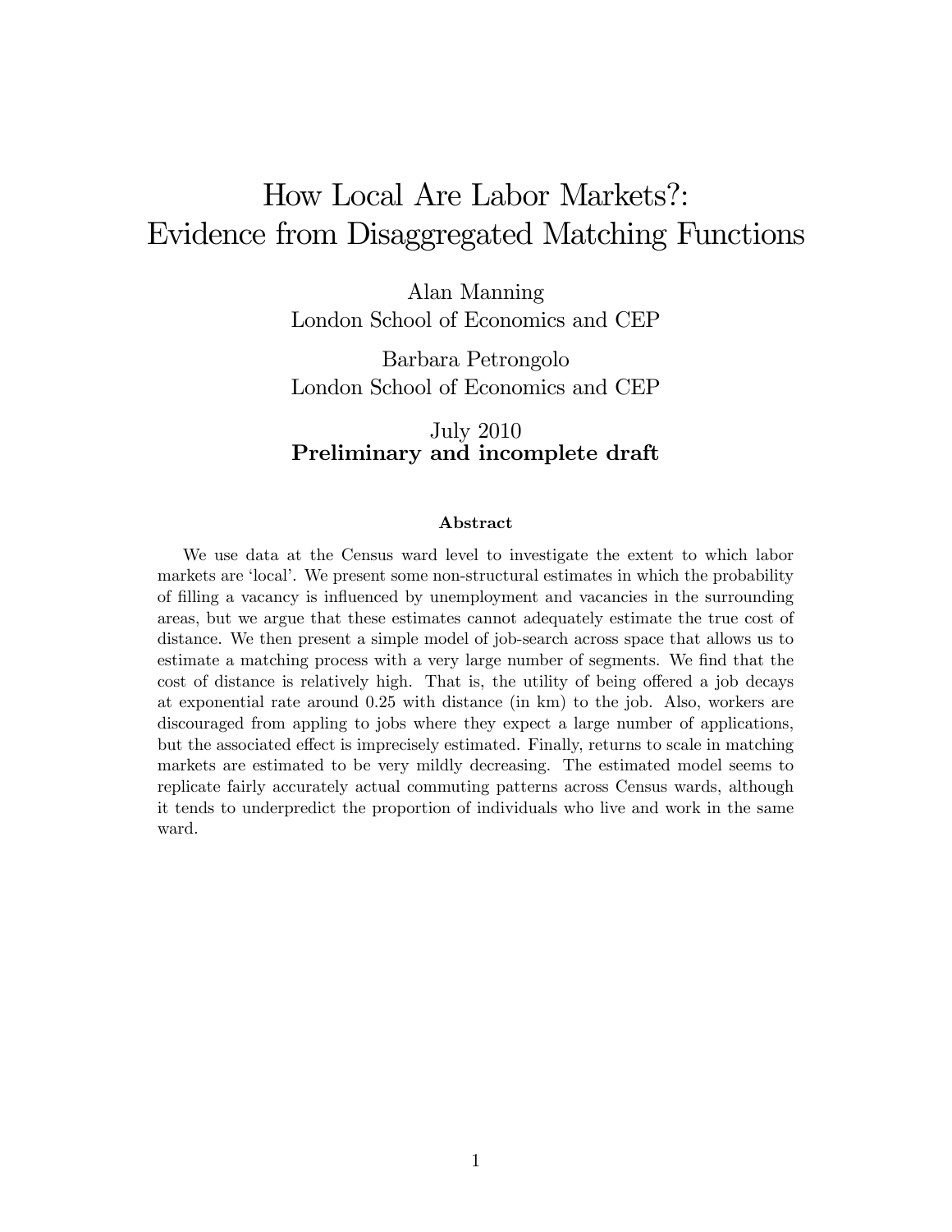# How Local Are Labor Markets?: Evidence from Disaggregated Matching Functions

Alan Manning
London School of Economics and CEP

Barbara Petrongolo
London School of Economics and CEP

July 2010
**Preliminary and incomplete draft**

### Abstract

We use data at the Census ward level to investigate the extent to which labor markets are 'local'. We present some non-structural estimates in which the probability of filling a vacancy is influenced by unemployment and vacancies in the surrounding areas, but we argue that these estimates cannot adequately estimate the true cost of distance. We then present a simple model of job-search across space that allows us to estimate a matching process with a very large number of segments. We find that the cost of distance is relatively high. That is, the utility of being offered a job decays at exponential rate around 0.25 with distance (in km) to the job. Also, workers are discouraged from appling to jobs where they expect a large number of applications, but the associated effect is imprecisely estimated. Finally, returns to scale in matching markets are estimated to be very mildly decreasing. The estimated model seems to replicate fairly accurately actual commuting patterns across Census wards, although it tends to underpredict the proportion of individuals who live and work in the same ward.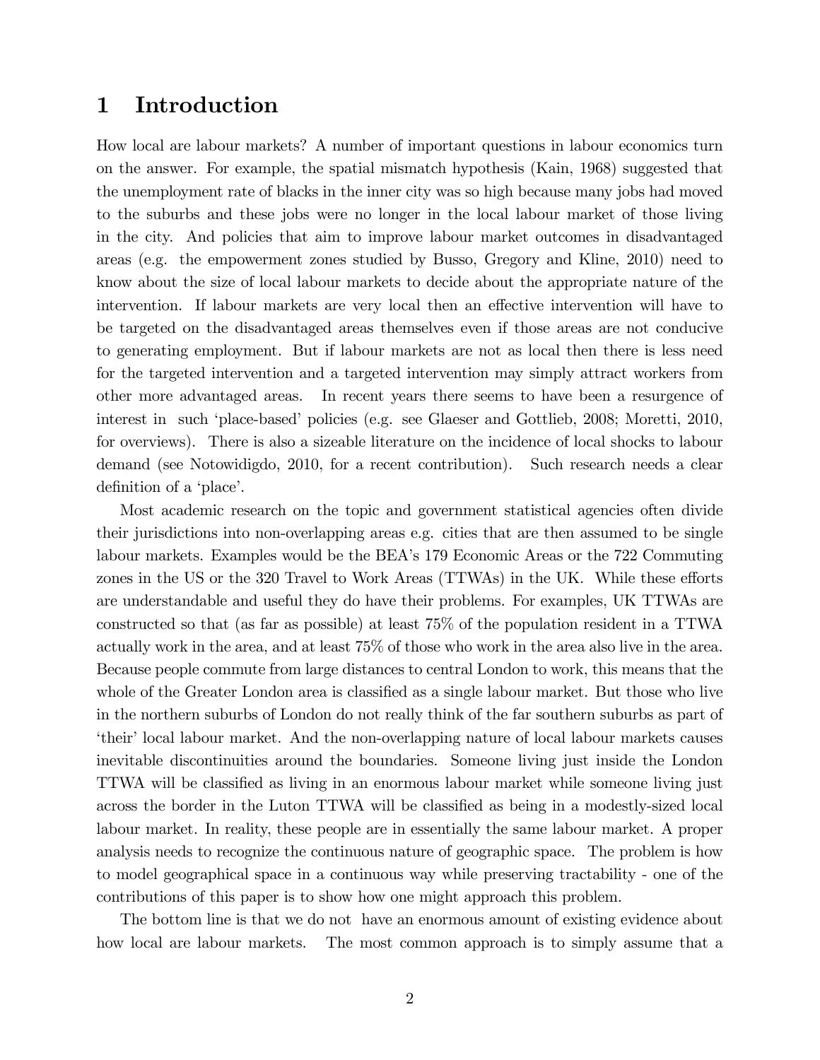# 1 Introduction

How local are labour markets? A number of important questions in labour economics turn on the answer. For example, the spatial mismatch hypothesis (Kain, 1968) suggested that the unemployment rate of blacks in the inner city was so high because many jobs had moved to the suburbs and these jobs were no longer in the local labour market of those living in the city. And policies that aim to improve labour market outcomes in disadvantaged areas (e.g. the empowerment zones studied by Busso, Gregory and Kline, 2010) need to know about the size of local labour markets to decide about the appropriate nature of the intervention. If labour markets are very local then an effective intervention will have to be targeted on the disadvantaged areas themselves even if those areas are not conducive to generating employment. But if labour markets are not as local then there is less need for the targeted intervention and a targeted intervention may simply attract workers from other more advantaged areas. In recent years there seems to have been a resurgence of interest in such 'place-based' policies (e.g. see Glaeser and Gottlieb, 2008; Moretti, 2010, for overviews). There is also a sizeable literature on the incidence of local shocks to labour demand (see Notowidigdo, 2010, for a recent contribution). Such research needs a clear definition of a 'place'.

Most academic research on the topic and government statistical agencies often divide their jurisdictions into non-overlapping areas e.g. cities that are then assumed to be single labour markets. Examples would be the BEA's 179 Economic Areas or the 722 Commuting zones in the US or the 320 Travel to Work Areas (TTWAs) in the UK. While these efforts are understandable and useful they do have their problems. For examples, UK TTWAs are constructed so that (as far as possible) at least 75% of the population resident in a TTWA actually work in the area, and at least 75% of those who work in the area also live in the area. Because people commute from large distances to central London to work, this means that the whole of the Greater London area is classified as a single labour market. But those who live in the northern suburbs of London do not really think of the far southern suburbs as part of 'their' local labour market. And the non-overlapping nature of local labour markets causes inevitable discontinuities around the boundaries. Someone living just inside the London TTWA will be classified as living in an enormous labour market while someone living just across the border in the Luton TTWA will be classified as being in a modestly-sized local labour market. In reality, these people are in essentially the same labour market. A proper analysis needs to recognize the continuous nature of geographic space. The problem is how to model geographical space in a continuous way while preserving tractability - one of the contributions of this paper is to show how one might approach this problem.

The bottom line is that we do not have an enormous amount of existing evidence about how local are labour markets. The most common approach is to simply assume that a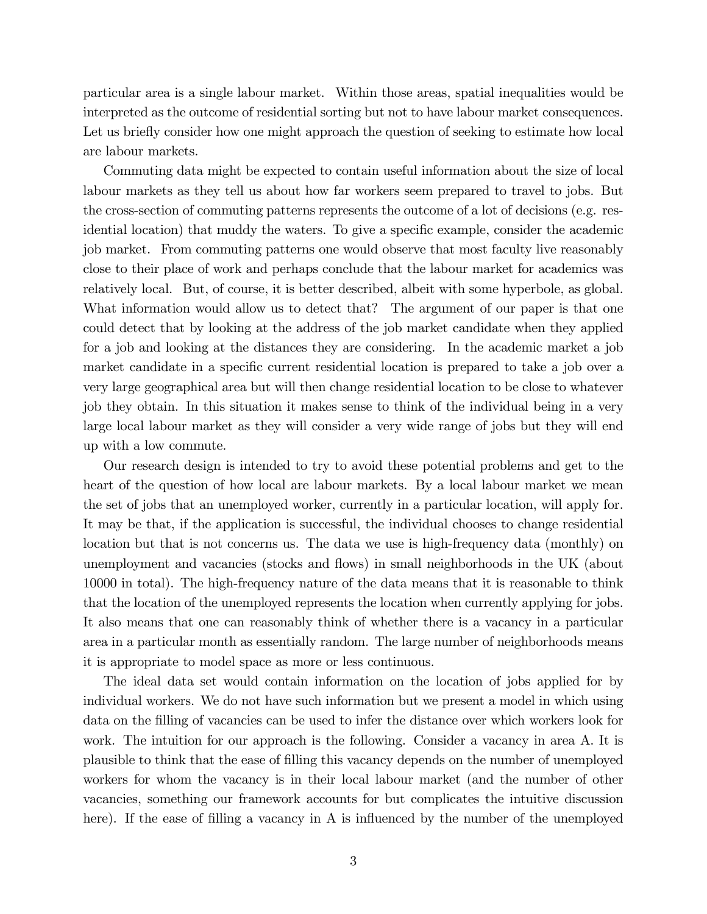particular area is a single labour market. Within those areas, spatial inequalities would be interpreted as the outcome of residential sorting but not to have labour market consequences. Let us briefly consider how one might approach the question of seeking to estimate how local are labour markets.

Commuting data might be expected to contain useful information about the size of local labour markets as they tell us about how far workers seem prepared to travel to jobs. But the cross-section of commuting patterns represents the outcome of a lot of decisions (e.g. residential location) that muddy the waters. To give a specific example, consider the academic job market. From commuting patterns one would observe that most faculty live reasonably close to their place of work and perhaps conclude that the labour market for academics was relatively local. But, of course, it is better described, albeit with some hyperbole, as global. What information would allow us to detect that? The argument of our paper is that one could detect that by looking at the address of the job market candidate when they applied for a job and looking at the distances they are considering. In the academic market a job market candidate in a specific current residential location is prepared to take a job over a very large geographical area but will then change residential location to be close to whatever job they obtain. In this situation it makes sense to think of the individual being in a very large local labour market as they will consider a very wide range of jobs but they will end up with a low commute.

Our research design is intended to try to avoid these potential problems and get to the heart of the question of how local are labour markets. By a local labour market we mean the set of jobs that an unemployed worker, currently in a particular location, will apply for. It may be that, if the application is successful, the individual chooses to change residential location but that is not concerns us. The data we use is high-frequency data (monthly) on unemployment and vacancies (stocks and flows) in small neighborhoods in the UK (about 10000 in total). The high-frequency nature of the data means that it is reasonable to think that the location of the unemployed represents the location when currently applying for jobs. It also means that one can reasonably think of whether there is a vacancy in a particular area in a particular month as essentially random. The large number of neighborhoods means it is appropriate to model space as more or less continuous.

The ideal data set would contain information on the location of jobs applied for by individual workers. We do not have such information but we present a model in which using data on the filling of vacancies can be used to infer the distance over which workers look for work. The intuition for our approach is the following. Consider a vacancy in area A. It is plausible to think that the ease of filling this vacancy depends on the number of unemployed workers for whom the vacancy is in their local labour market (and the number of other vacancies, something our framework accounts for but complicates the intuitive discussion here). If the ease of filling a vacancy in A is influenced by the number of the unemployed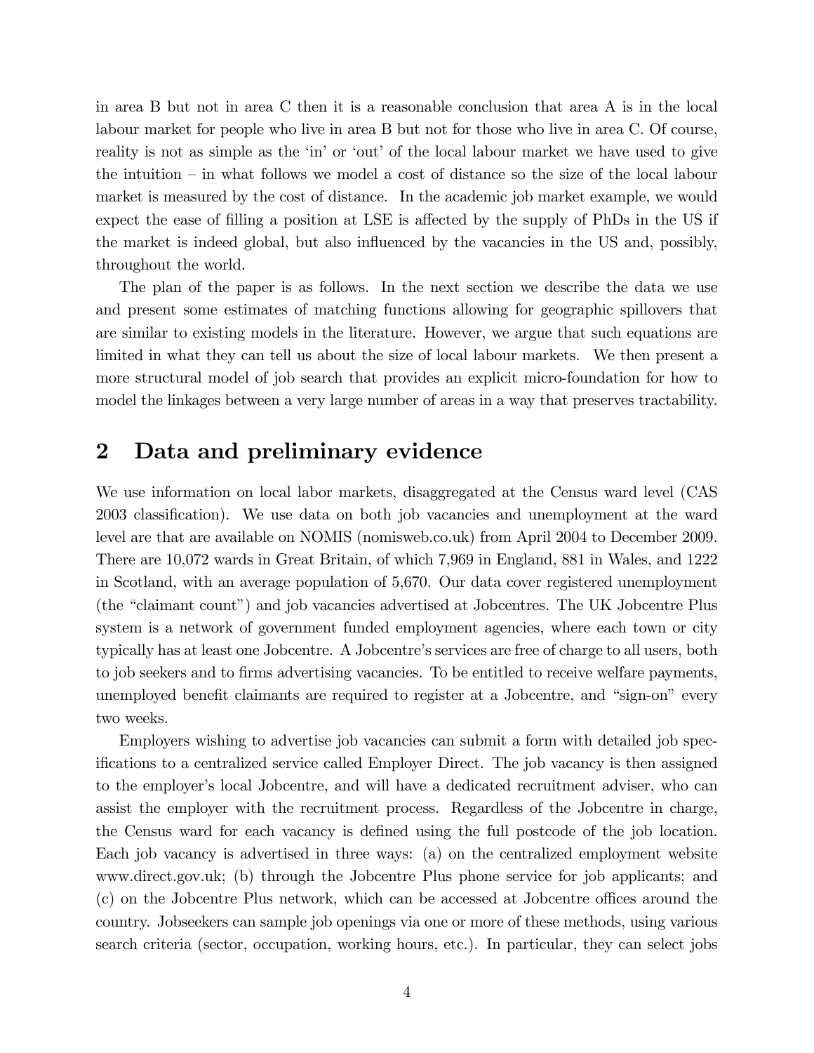in area B but not in area C then it is a reasonable conclusion that area A is in the local labour market for people who live in area B but not for those who live in area C. Of course, reality is not as simple as the 'in' or 'out' of the local labour market we have used to give the intuition – in what follows we model a cost of distance so the size of the local labour market is measured by the cost of distance. In the academic job market example, we would expect the ease of filling a position at LSE is affected by the supply of PhDs in the US if the market is indeed global, but also influenced by the vacancies in the US and, possibly, throughout the world.

The plan of the paper is as follows. In the next section we describe the data we use and present some estimates of matching functions allowing for geographic spillovers that are similar to existing models in the literature. However, we argue that such equations are limited in what they can tell us about the size of local labour markets. We then present a more structural model of job search that provides an explicit micro-foundation for how to model the linkages between a very large number of areas in a way that preserves tractability.

## 2 Data and preliminary evidence

We use information on local labor markets, disaggregated at the Census ward level (CAS 2003 classification). We use data on both job vacancies and unemployment at the ward level are that are available on NOMIS (nomisweb.co.uk) from April 2004 to December 2009. There are 10,072 wards in Great Britain, of which 7,969 in England, 881 in Wales, and 1222 in Scotland, with an average population of 5,670. Our data cover registered unemployment (the "claimant count") and job vacancies advertised at Jobcentres. The UK Jobcentre Plus system is a network of government funded employment agencies, where each town or city typically has at least one Jobcentre. A Jobcentre's services are free of charge to all users, both to job seekers and to firms advertising vacancies. To be entitled to receive welfare payments, unemployed benefit claimants are required to register at a Jobcentre, and "sign-on" every two weeks.

Employers wishing to advertise job vacancies can submit a form with detailed job specifications to a centralized service called Employer Direct. The job vacancy is then assigned to the employer's local Jobcentre, and will have a dedicated recruitment adviser, who can assist the employer with the recruitment process. Regardless of the Jobcentre in charge, the Census ward for each vacancy is defined using the full postcode of the job location. Each job vacancy is advertised in three ways: (a) on the centralized employment website www.direct.gov.uk; (b) through the Jobcentre Plus phone service for job applicants; and (c) on the Jobcentre Plus network, which can be accessed at Jobcentre offices around the country. Jobseekers can sample job openings via one or more of these methods, using various search criteria (sector, occupation, working hours, etc.). In particular, they can select jobs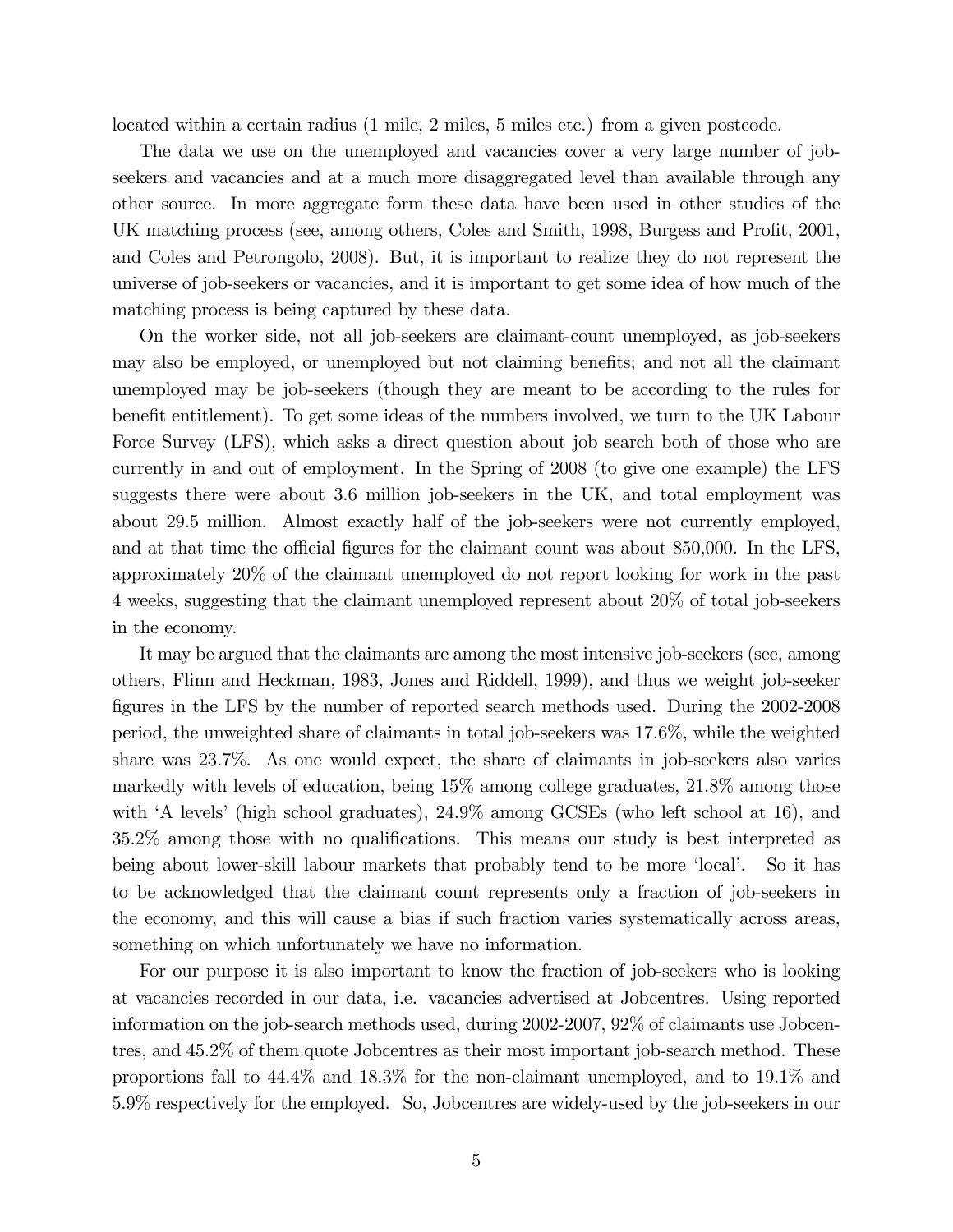located within a certain radius (1 mile, 2 miles, 5 miles etc.) from a given postcode.

The data we use on the unemployed and vacancies cover a very large number of job-seekers and vacancies and at a much more disaggregated level than available through any other source. In more aggregate form these data have been used in other studies of the UK matching process (see, among others, Coles and Smith, 1998, Burgess and Profit, 2001, and Coles and Petrongolo, 2008). But, it is important to realize they do not represent the universe of job-seekers or vacancies, and it is important to get some idea of how much of the matching process is being captured by these data.

On the worker side, not all job-seekers are claimant-count unemployed, as job-seekers may also be employed, or unemployed but not claiming benefits; and not all the claimant unemployed may be job-seekers (though they are meant to be according to the rules for benefit entitlement). To get some ideas of the numbers involved, we turn to the UK Labour Force Survey (LFS), which asks a direct question about job search both of those who are currently in and out of employment. In the Spring of 2008 (to give one example) the LFS suggests there were about 3.6 million job-seekers in the UK, and total employment was about 29.5 million. Almost exactly half of the job-seekers were not currently employed, and at that time the official figures for the claimant count was about 850,000. In the LFS, approximately 20% of the claimant unemployed do not report looking for work in the past 4 weeks, suggesting that the claimant unemployed represent about 20% of total job-seekers in the economy.

It may be argued that the claimants are among the most intensive job-seekers (see, among others, Flinn and Heckman, 1983, Jones and Riddell, 1999), and thus we weight job-seeker figures in the LFS by the number of reported search methods used. During the 2002-2008 period, the unweighted share of claimants in total job-seekers was 17.6%, while the weighted share was 23.7%. As one would expect, the share of claimants in job-seekers also varies markedly with levels of education, being 15% among college graduates, 21.8% among those with 'A levels' (high school graduates), 24.9% among GCSEs (who left school at 16), and 35.2% among those with no qualifications. This means our study is best interpreted as being about lower-skill labour markets that probably tend to be more 'local'. So it has to be acknowledged that the claimant count represents only a fraction of job-seekers in the economy, and this will cause a bias if such fraction varies systematically across areas, something on which unfortunately we have no information.

For our purpose it is also important to know the fraction of job-seekers who is looking at vacancies recorded in our data, i.e. vacancies advertised at Jobcentres. Using reported information on the job-search methods used, during 2002-2007, 92% of claimants use Jobcentres, and 45.2% of them quote Jobcentres as their most important job-search method. These proportions fall to 44.4% and 18.3% for the non-claimant unemployed, and to 19.1% and 5.9% respectively for the employed. So, Jobcentres are widely-used by the job-seekers in our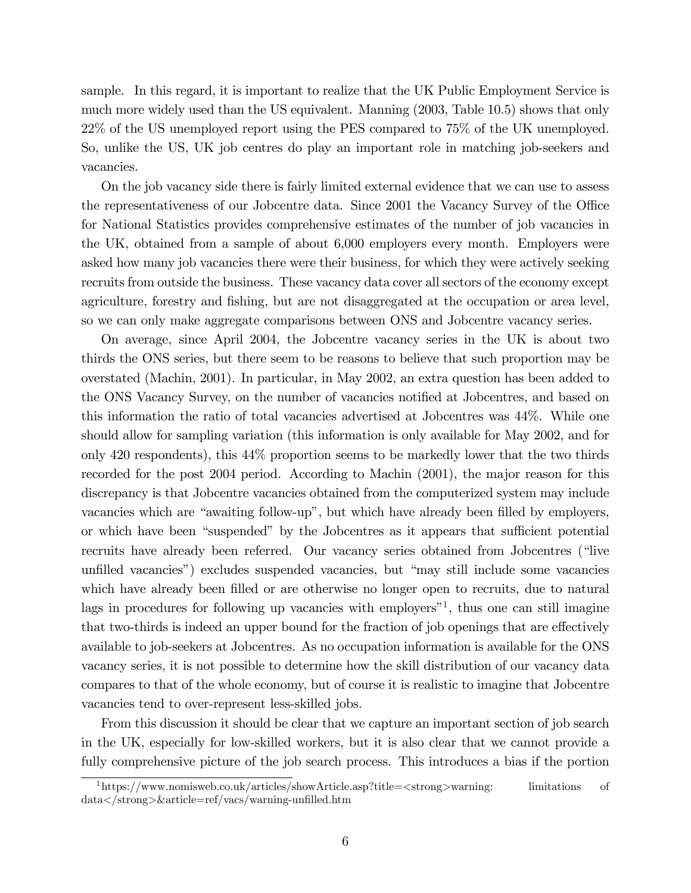sample. In this regard, it is important to realize that the UK Public Employment Service is much more widely used than the US equivalent. Manning (2003, Table 10.5) shows that only 22% of the US unemployed report using the PES compared to 75% of the UK unemployed. So, unlike the US, UK job centres do play an important role in matching job-seekers and vacancies.

On the job vacancy side there is fairly limited external evidence that we can use to assess the representativeness of our Jobcentre data. Since 2001 the Vacancy Survey of the Office for National Statistics provides comprehensive estimates of the number of job vacancies in the UK, obtained from a sample of about 6,000 employers every month. Employers were asked how many job vacancies there were their business, for which they were actively seeking recruits from outside the business. These vacancy data cover all sectors of the economy except agriculture, forestry and fishing, but are not disaggregated at the occupation or area level, so we can only make aggregate comparisons between ONS and Jobcentre vacancy series.

On average, since April 2004, the Jobcentre vacancy series in the UK is about two thirds the ONS series, but there seem to be reasons to believe that such proportion may be overstated (Machin, 2001). In particular, in May 2002, an extra question has been added to the ONS Vacancy Survey, on the number of vacancies notified at Jobcentres, and based on this information the ratio of total vacancies advertised at Jobcentres was 44%. While one should allow for sampling variation (this information is only available for May 2002, and for only 420 respondents), this 44% proportion seems to be markedly lower that the two thirds recorded for the post 2004 period. According to Machin (2001), the major reason for this discrepancy is that Jobcentre vacancies obtained from the computerized system may include vacancies which are "awaiting follow-up", but which have already been filled by employers, or which have been "suspended" by the Jobcentres as it appears that sufficient potential recruits have already been referred. Our vacancy series obtained from Jobcentres ("live unfilled vacancies") excludes suspended vacancies, but "may still include some vacancies which have already been filled or are otherwise no longer open to recruits, due to natural lags in procedures for following up vacancies with employers"[1], thus one can still imagine that two-thirds is indeed an upper bound for the fraction of job openings that are effectively available to job-seekers at Jobcentres. As no occupation information is available for the ONS vacancy series, it is not possible to determine how the skill distribution of our vacancy data compares to that of the whole economy, but of course it is realistic to imagine that Jobcentre vacancies tend to over-represent less-skilled jobs.

From this discussion it should be clear that we capture an important section of job search in the UK, especially for low-skilled workers, but it is also clear that we cannot provide a fully comprehensive picture of the job search process. This introduces a bias if the portion

[1] https://www.nomisweb.co.uk/articles/showArticle.asp?title=<strong>warning: limitations of data</strong>&article=ref/vacs/warning-unfilled.htm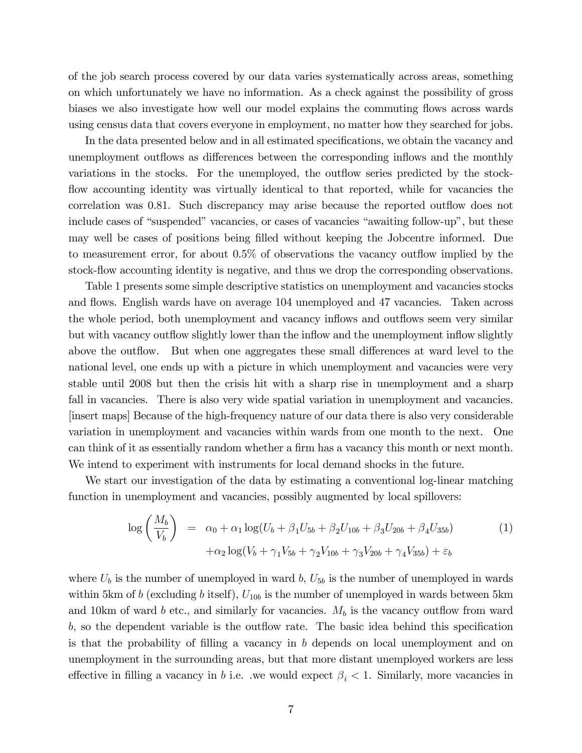of the job search process covered by our data varies systematically across areas, something on which unfortunately we have no information. As a check against the possibility of gross biases we also investigate how well our model explains the commuting flows across wards using census data that covers everyone in employment, no matter how they searched for jobs.

In the data presented below and in all estimated specifications, we obtain the vacancy and unemployment outflows as differences between the corresponding inflows and the monthly variations in the stocks. For the unemployed, the outflow series predicted by the stock-flow accounting identity was virtually identical to that reported, while for vacancies the correlation was 0.81. Such discrepancy may arise because the reported outflow does not include cases of "suspended" vacancies, or cases of vacancies "awaiting follow-up", but these may well be cases of positions being filled without keeping the Jobcentre informed. Due to measurement error, for about 0.5% of observations the vacancy outflow implied by the stock-flow accounting identity is negative, and thus we drop the corresponding observations.

Table 1 presents some simple descriptive statistics on unemployment and vacancies stocks and flows. English wards have on average 104 unemployed and 47 vacancies. Taken across the whole period, both unemployment and vacancy inflows and outflows seem very similar but with vacancy outflow slightly lower than the inflow and the unemployment inflow slightly above the outflow. But when one aggregates these small differences at ward level to the national level, one ends up with a picture in which unemployment and vacancies were very stable until 2008 but then the crisis hit with a sharp rise in unemployment and a sharp fall in vacancies. There is also very wide spatial variation in unemployment and vacancies. [insert maps] Because of the high-frequency nature of our data there is also very considerable variation in unemployment and vacancies within wards from one month to the next. One can think of it as essentially random whether a firm has a vacancy this month or next month. We intend to experiment with instruments for local demand shocks in the future.

We start our investigation of the data by estimating a conventional log-linear matching function in unemployment and vacancies, possibly augmented by local spillovers:

$$
\begin{aligned}
\log\left(\frac{M_b}{V_b}\right) &= \alpha_0 + \alpha_1 \log(U_b + \beta_1 U_{5b} + \beta_2 U_{10b} + \beta_3 U_{20b} + \beta_4 U_{35b}) \\
&\quad + \alpha_2 \log(V_b + \gamma_1 V_{5b} + \gamma_2 V_{10b} + \gamma_3 V_{20b} + \gamma_4 V_{35b}) + \varepsilon_b
\end{aligned} \tag{1}
$$

where $U_b$ is the number of unemployed in ward $b$, $U_{5b}$ is the number of unemployed in wards within 5km of $b$ (excluding $b$ itself), $U_{10b}$ is the number of unemployed in wards between 5km and 10km of ward $b$ etc., and similarly for vacancies. $M_b$ is the vacancy outflow from ward $b$, so the dependent variable is the outflow rate. The basic idea behind this specification is that the probability of filling a vacancy in $b$ depends on local unemployment and on unemployment in the surrounding areas, but that more distant unemployed workers are less effective in filling a vacancy in $b$ i.e. .we would expect $\beta_i < 1$. Similarly, more vacancies in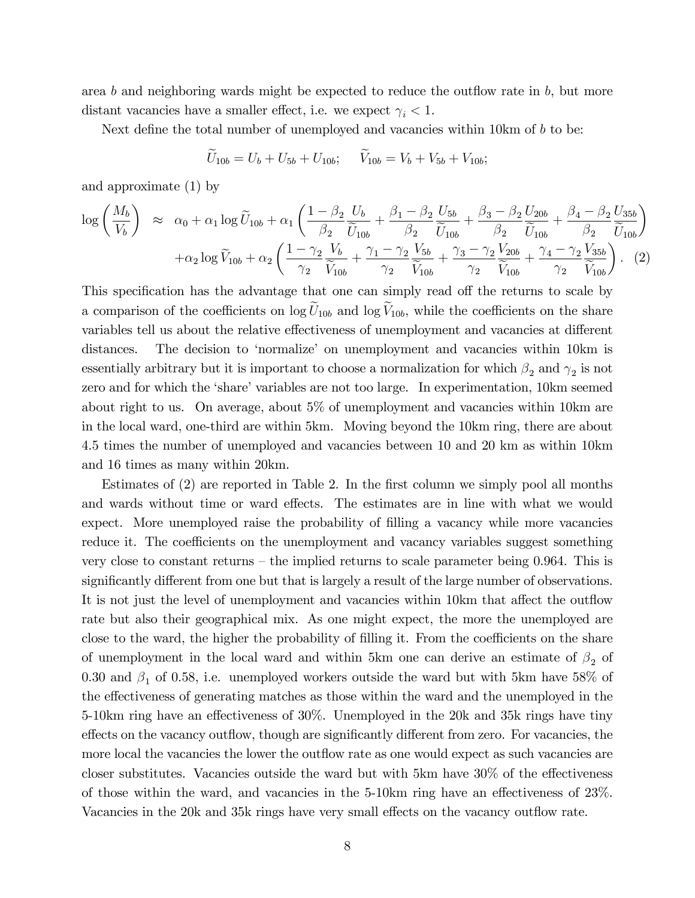area $b$ and neighboring wards might be expected to reduce the outflow rate in $b$, but more distant vacancies have a smaller effect, i.e. we expect $\gamma_i < 1$.

Next define the total number of unemployed and vacancies within 10km of $b$ to be:

$$\widetilde{U}_{10b} = U_b + U_{5b} + U_{10b}; \quad \widetilde{V}_{10b} = V_b + V_{5b} + V_{10b};$$

and approximate (1) by

$$\begin{aligned}
\log\left(\frac{M_b}{V_b}\right) \approx\ & \alpha_0 + \alpha_1 \log \widetilde{U}_{10b} + \alpha_1 \left( \frac{1-\beta_2}{\beta_2} \frac{U_b}{\widetilde{U}_{10b}} + \frac{\beta_1 - \beta_2}{\beta_2} \frac{U_{5b}}{\widetilde{U}_{10b}} + \frac{\beta_3 - \beta_2}{\beta_2} \frac{U_{20b}}{\widetilde{U}_{10b}} + \frac{\beta_4 - \beta_2}{\beta_2} \frac{U_{35b}}{\widetilde{U}_{10b}} \right) \\
& + \alpha_2 \log \widetilde{V}_{10b} + \alpha_2 \left( \frac{1-\gamma_2}{\gamma_2} \frac{V_b}{\widetilde{V}_{10b}} + \frac{\gamma_1 - \gamma_2}{\gamma_2} \frac{V_{5b}}{\widetilde{V}_{10b}} + \frac{\gamma_3 - \gamma_2}{\gamma_2} \frac{V_{20b}}{\widetilde{V}_{10b}} + \frac{\gamma_4 - \gamma_2}{\gamma_2} \frac{V_{35b}}{\widetilde{V}_{10b}} \right). \quad (2)
\end{aligned}$$

This specification has the advantage that one can simply read off the returns to scale by a comparison of the coefficients on $\log \widetilde{U}_{10b}$ and $\log \widetilde{V}_{10b}$, while the coefficients on the share variables tell us about the relative effectiveness of unemployment and vacancies at different distances. The decision to 'normalize' on unemployment and vacancies within 10km is essentially arbitrary but it is important to choose a normalization for which $\beta_2$ and $\gamma_2$ is not zero and for which the 'share' variables are not too large. In experimentation, 10km seemed about right to us. On average, about 5% of unemployment and vacancies within 10km are in the local ward, one-third are within 5km. Moving beyond the 10km ring, there are about 4.5 times the number of unemployed and vacancies between 10 and 20 km as within 10km and 16 times as many within 20km.

Estimates of (2) are reported in Table 2. In the first column we simply pool all months and wards without time or ward effects. The estimates are in line with what we would expect. More unemployed raise the probability of filling a vacancy while more vacancies reduce it. The coefficients on the unemployment and vacancy variables suggest something very close to constant returns – the implied returns to scale parameter being 0.964. This is significantly different from one but that is largely a result of the large number of observations. It is not just the level of unemployment and vacancies within 10km that affect the outflow rate but also their geographical mix. As one might expect, the more the unemployed are close to the ward, the higher the probability of filling it. From the coefficients on the share of unemployment in the local ward and within 5km one can derive an estimate of $\beta_2$ of 0.30 and $\beta_1$ of 0.58, i.e. unemployed workers outside the ward but with 5km have 58% of the effectiveness of generating matches as those within the ward and the unemployed in the 5-10km ring have an effectiveness of 30%. Unemployed in the 20k and 35k rings have tiny effects on the vacancy outflow, though are significantly different from zero. For vacancies, the more local the vacancies the lower the outflow rate as one would expect as such vacancies are closer substitutes. Vacancies outside the ward but with 5km have 30% of the effectiveness of those within the ward, and vacancies in the 5-10km ring have an effectiveness of 23%. Vacancies in the 20k and 35k rings have very small effects on the vacancy outflow rate.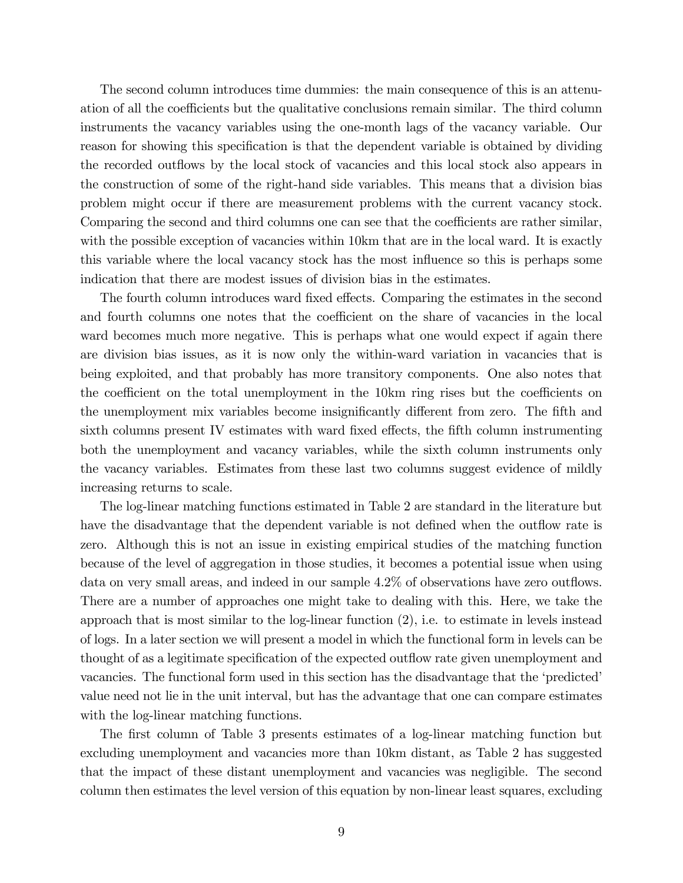The second column introduces time dummies: the main consequence of this is an attenuation of all the coefficients but the qualitative conclusions remain similar. The third column instruments the vacancy variables using the one-month lags of the vacancy variable. Our reason for showing this specification is that the dependent variable is obtained by dividing the recorded outflows by the local stock of vacancies and this local stock also appears in the construction of some of the right-hand side variables. This means that a division bias problem might occur if there are measurement problems with the current vacancy stock. Comparing the second and third columns one can see that the coefficients are rather similar, with the possible exception of vacancies within 10km that are in the local ward. It is exactly this variable where the local vacancy stock has the most influence so this is perhaps some indication that there are modest issues of division bias in the estimates.

The fourth column introduces ward fixed effects. Comparing the estimates in the second and fourth columns one notes that the coefficient on the share of vacancies in the local ward becomes much more negative. This is perhaps what one would expect if again there are division bias issues, as it is now only the within-ward variation in vacancies that is being exploited, and that probably has more transitory components. One also notes that the coefficient on the total unemployment in the 10km ring rises but the coefficients on the unemployment mix variables become insignificantly different from zero. The fifth and sixth columns present IV estimates with ward fixed effects, the fifth column instrumenting both the unemployment and vacancy variables, while the sixth column instruments only the vacancy variables. Estimates from these last two columns suggest evidence of mildly increasing returns to scale.

The log-linear matching functions estimated in Table 2 are standard in the literature but have the disadvantage that the dependent variable is not defined when the outflow rate is zero. Although this is not an issue in existing empirical studies of the matching function because of the level of aggregation in those studies, it becomes a potential issue when using data on very small areas, and indeed in our sample 4.2% of observations have zero outflows. There are a number of approaches one might take to dealing with this. Here, we take the approach that is most similar to the log-linear function (2), i.e. to estimate in levels instead of logs. In a later section we will present a model in which the functional form in levels can be thought of as a legitimate specification of the expected outflow rate given unemployment and vacancies. The functional form used in this section has the disadvantage that the 'predicted' value need not lie in the unit interval, but has the advantage that one can compare estimates with the log-linear matching functions.

The first column of Table 3 presents estimates of a log-linear matching function but excluding unemployment and vacancies more than 10km distant, as Table 2 has suggested that the impact of these distant unemployment and vacancies was negligible. The second column then estimates the level version of this equation by non-linear least squares, excluding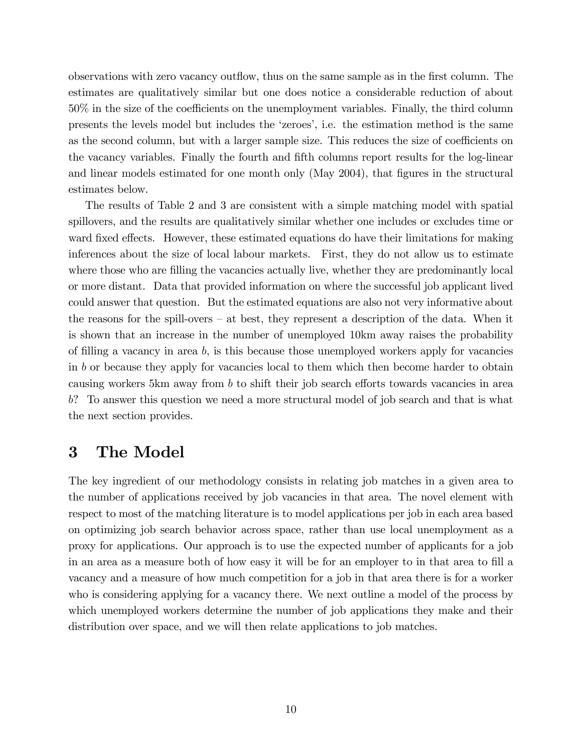observations with zero vacancy outflow, thus on the same sample as in the first column. The estimates are qualitatively similar but one does notice a considerable reduction of about 50% in the size of the coefficients on the unemployment variables. Finally, the third column presents the levels model but includes the 'zeroes', i.e. the estimation method is the same as the second column, but with a larger sample size. This reduces the size of coefficients on the vacancy variables. Finally the fourth and fifth columns report results for the log-linear and linear models estimated for one month only (May 2004), that figures in the structural estimates below.

The results of Table 2 and 3 are consistent with a simple matching model with spatial spillovers, and the results are qualitatively similar whether one includes or excludes time or ward fixed effects. However, these estimated equations do have their limitations for making inferences about the size of local labour markets. First, they do not allow us to estimate where those who are filling the vacancies actually live, whether they are predominantly local or more distant. Data that provided information on where the successful job applicant lived could answer that question. But the estimated equations are also not very informative about the reasons for the spill-overs – at best, they represent a description of the data. When it is shown that an increase in the number of unemployed 10km away raises the probability of filling a vacancy in area $b$, is this because those unemployed workers apply for vacancies in $b$ or because they apply for vacancies local to them which then become harder to obtain causing workers 5km away from $b$ to shift their job search efforts towards vacancies in area $b$? To answer this question we need a more structural model of job search and that is what the next section provides.

# 3 The Model

The key ingredient of our methodology consists in relating job matches in a given area to the number of applications received by job vacancies in that area. The novel element with respect to most of the matching literature is to model applications per job in each area based on optimizing job search behavior across space, rather than use local unemployment as a proxy for applications. Our approach is to use the expected number of applicants for a job in an area as a measure both of how easy it will be for an employer to in that area to fill a vacancy and a measure of how much competition for a job in that area there is for a worker who is considering applying for a vacancy there. We next outline a model of the process by which unemployed workers determine the number of job applications they make and their distribution over space, and we will then relate applications to job matches.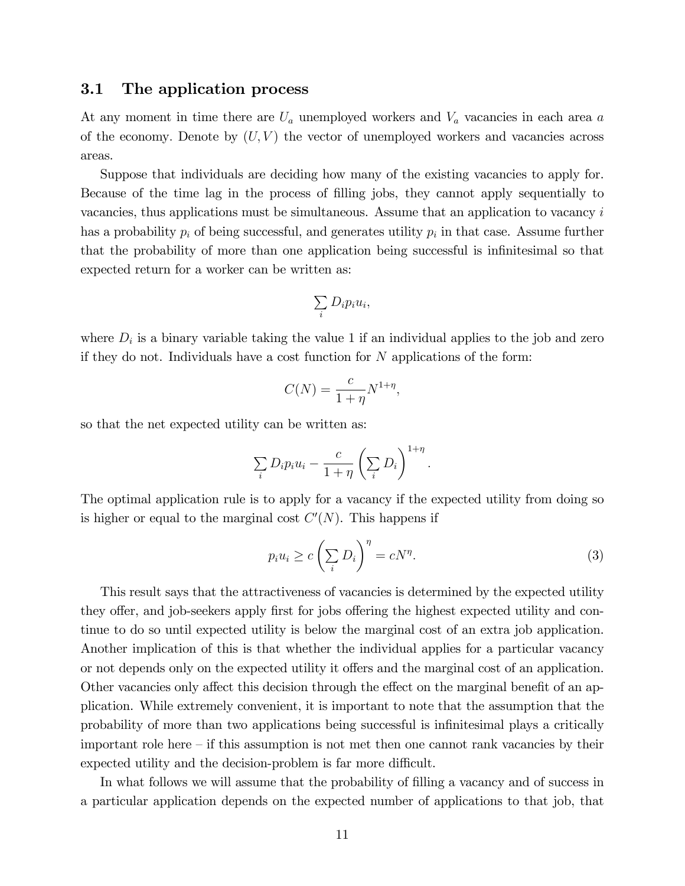### 3.1 The application process

At any moment in time there are $U_a$ unemployed workers and $V_a$ vacancies in each area $a$ of the economy. Denote by $(U, V)$ the vector of unemployed workers and vacancies across areas.

Suppose that individuals are deciding how many of the existing vacancies to apply for. Because of the time lag in the process of filling jobs, they cannot apply sequentially to vacancies, thus applications must be simultaneous. Assume that an application to vacancy $i$ has a probability $p_i$ of being successful, and generates utility $p_i$ in that case. Assume further that the probability of more than one application being successful is infinitesimal so that expected return for a worker can be written as:

$$\sum_i D_i p_i u_i,$$

where $D_i$ is a binary variable taking the value 1 if an individual applies to the job and zero if they do not. Individuals have a cost function for $N$ applications of the form:

$$C(N) = \frac{c}{1+\eta} N^{1+\eta},$$

so that the net expected utility can be written as:

$$\sum_i D_i p_i u_i - \frac{c}{1+\eta} \left( \sum_i D_i \right)^{1+\eta}.$$

The optimal application rule is to apply for a vacancy if the expected utility from doing so is higher or equal to the marginal cost $C'(N)$. This happens if

$$p_i u_i \geq c \left( \sum_i D_i \right)^{\eta} = c N^{\eta}. \tag{3}$$

This result says that the attractiveness of vacancies is determined by the expected utility they offer, and job-seekers apply first for jobs offering the highest expected utility and continue to do so until expected utility is below the marginal cost of an extra job application. Another implication of this is that whether the individual applies for a particular vacancy or not depends only on the expected utility it offers and the marginal cost of an application. Other vacancies only affect this decision through the effect on the marginal benefit of an application. While extremely convenient, it is important to note that the assumption that the probability of more than two applications being successful is infinitesimal plays a critically important role here – if this assumption is not met then one cannot rank vacancies by their expected utility and the decision-problem is far more difficult.

In what follows we will assume that the probability of filling a vacancy and of success in a particular application depends on the expected number of applications to that job, that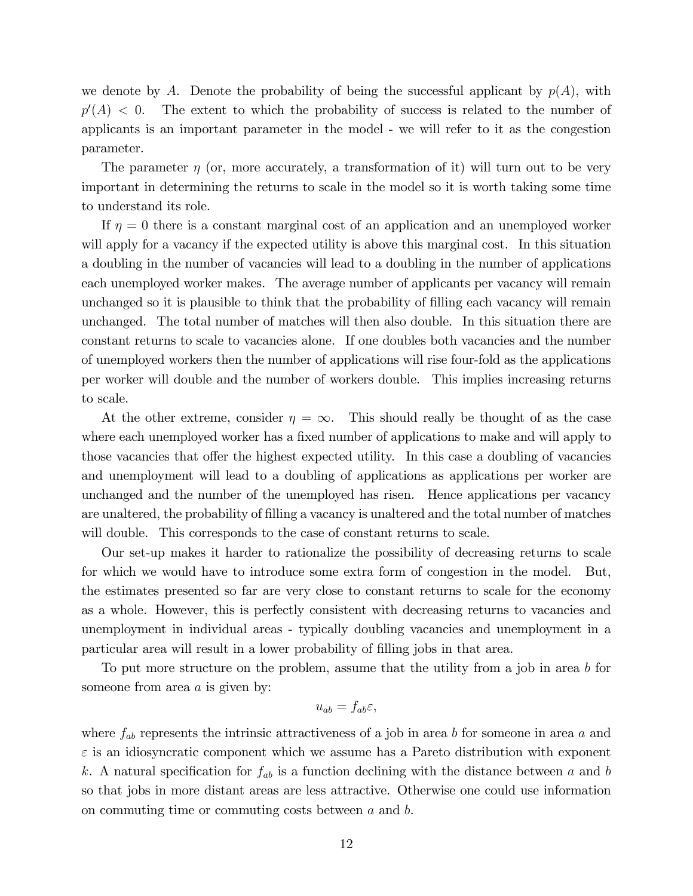we denote by $A$. Denote the probability of being the successful applicant by $p(A)$, with $p'(A) < 0$. The extent to which the probability of success is related to the number of applicants is an important parameter in the model - we will refer to it as the congestion parameter.

The parameter $\eta$ (or, more accurately, a transformation of it) will turn out to be very important in determining the returns to scale in the model so it is worth taking some time to understand its role.

If $\eta = 0$ there is a constant marginal cost of an application and an unemployed worker will apply for a vacancy if the expected utility is above this marginal cost. In this situation a doubling in the number of vacancies will lead to a doubling in the number of applications each unemployed worker makes. The average number of applicants per vacancy will remain unchanged so it is plausible to think that the probability of filling each vacancy will remain unchanged. The total number of matches will then also double. In this situation there are constant returns to scale to vacancies alone. If one doubles both vacancies and the number of unemployed workers then the number of applications will rise four-fold as the applications per worker will double and the number of workers double. This implies increasing returns to scale.

At the other extreme, consider $\eta = \infty$. This should really be thought of as the case where each unemployed worker has a fixed number of applications to make and will apply to those vacancies that offer the highest expected utility. In this case a doubling of vacancies and unemployment will lead to a doubling of applications as applications per worker are unchanged and the number of the unemployed has risen. Hence applications per vacancy are unaltered, the probability of filling a vacancy is unaltered and the total number of matches will double. This corresponds to the case of constant returns to scale.

Our set-up makes it harder to rationalize the possibility of decreasing returns to scale for which we would have to introduce some extra form of congestion in the model. But, the estimates presented so far are very close to constant returns to scale for the economy as a whole. However, this is perfectly consistent with decreasing returns to vacancies and unemployment in individual areas - typically doubling vacancies and unemployment in a particular area will result in a lower probability of filling jobs in that area.

To put more structure on the problem, assume that the utility from a job in area $b$ for someone from area $a$ is given by:

$$u_{ab} = f_{ab}\varepsilon,$$

where $f_{ab}$ represents the intrinsic attractiveness of a job in area $b$ for someone in area $a$ and $\varepsilon$ is an idiosyncratic component which we assume has a Pareto distribution with exponent $k$. A natural specification for $f_{ab}$ is a function declining with the distance between $a$ and $b$ so that jobs in more distant areas are less attractive. Otherwise one could use information on commuting time or commuting costs between $a$ and $b$.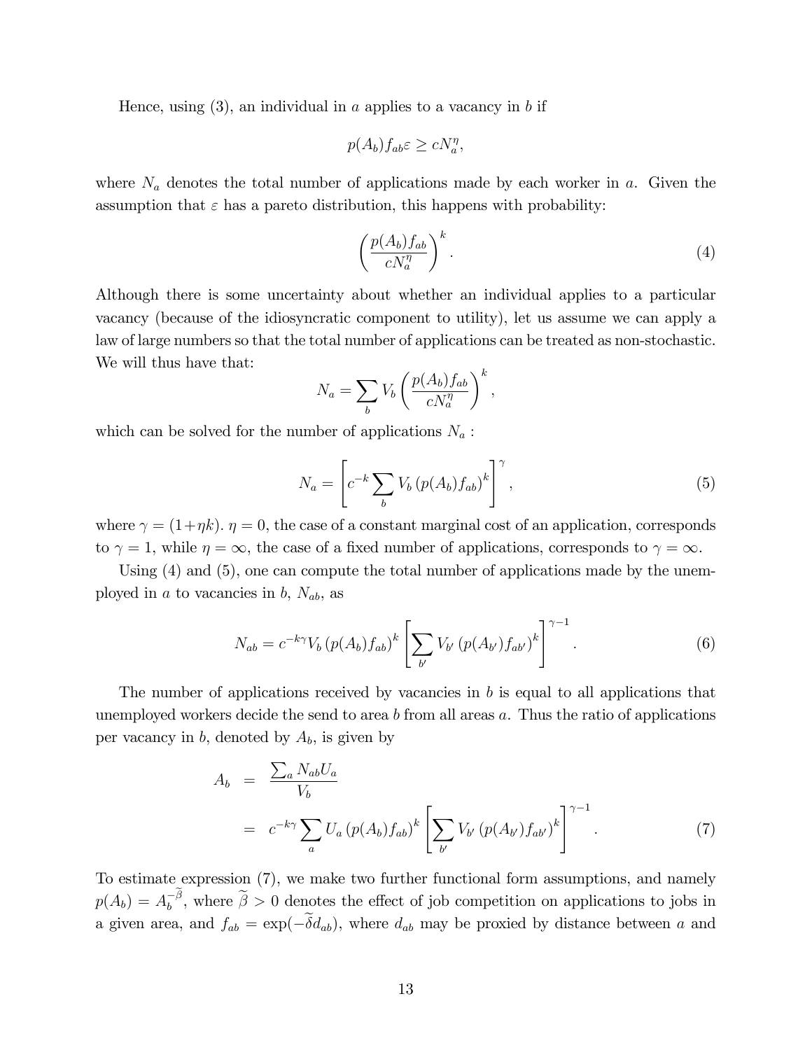Hence, using (3), an individual in $a$ applies to a vacancy in $b$ if

$$p(A_b) f_{ab} \varepsilon \geq c N_a^{\eta},$$

where $N_a$ denotes the total number of applications made by each worker in $a$. Given the assumption that $\varepsilon$ has a pareto distribution, this happens with probability:

$$\left( \frac{p(A_b) f_{ab}}{c N_a^{\eta}} \right)^k . \tag{4}$$

Although there is some uncertainty about whether an individual applies to a particular vacancy (because of the idiosyncratic component to utility), let us assume we can apply a law of large numbers so that the total number of applications can be treated as non-stochastic. We will thus have that:

$$N_a = \sum_b V_b \left( \frac{p(A_b) f_{ab}}{c N_a^{\eta}} \right)^k ,$$

which can be solved for the number of applications $N_a$ :

$$N_a = \left[ c^{-k} \sum_b V_b \left( p(A_b) f_{ab} \right)^k \right]^{\gamma} , \tag{5}$$

where $\gamma = (1+\eta k)$. $\eta = 0$, the case of a constant marginal cost of an application, corresponds to $\gamma = 1$, while $\eta = \infty$, the case of a fixed number of applications, corresponds to $\gamma = \infty$.

Using (4) and (5), one can compute the total number of applications made by the unemployed in $a$ to vacancies in $b$, $N_{ab}$, as

$$N_{ab} = c^{-k\gamma} V_b \left( p(A_b) f_{ab} \right)^k \left[ \sum_{b'} V_{b'} \left( p(A_{b'}) f_{ab'} \right)^k \right]^{\gamma - 1} . \tag{6}$$

The number of applications received by vacancies in $b$ is equal to all applications that unemployed workers decide the send to area $b$ from all areas $a$. Thus the ratio of applications per vacancy in $b$, denoted by $A_b$, is given by

$$\begin{aligned} A_b &= \frac{\sum_a N_{ab} U_a}{V_b} \\ &= c^{-k\gamma} \sum_a U_a \left( p(A_b) f_{ab} \right)^k \left[ \sum_{b'} V_{b'} \left( p(A_{b'}) f_{ab'} \right)^k \right]^{\gamma - 1} . \end{aligned} \tag{7}$$

To estimate expression (7), we make two further functional form assumptions, and namely $p(A_b) = A_b^{-\widetilde{\beta}}$, where $\widetilde{\beta} > 0$ denotes the effect of job competition on applications to jobs in a given area, and $f_{ab} = \exp(-\widetilde{\delta} d_{ab})$, where $d_{ab}$ may be proxied by distance between $a$ and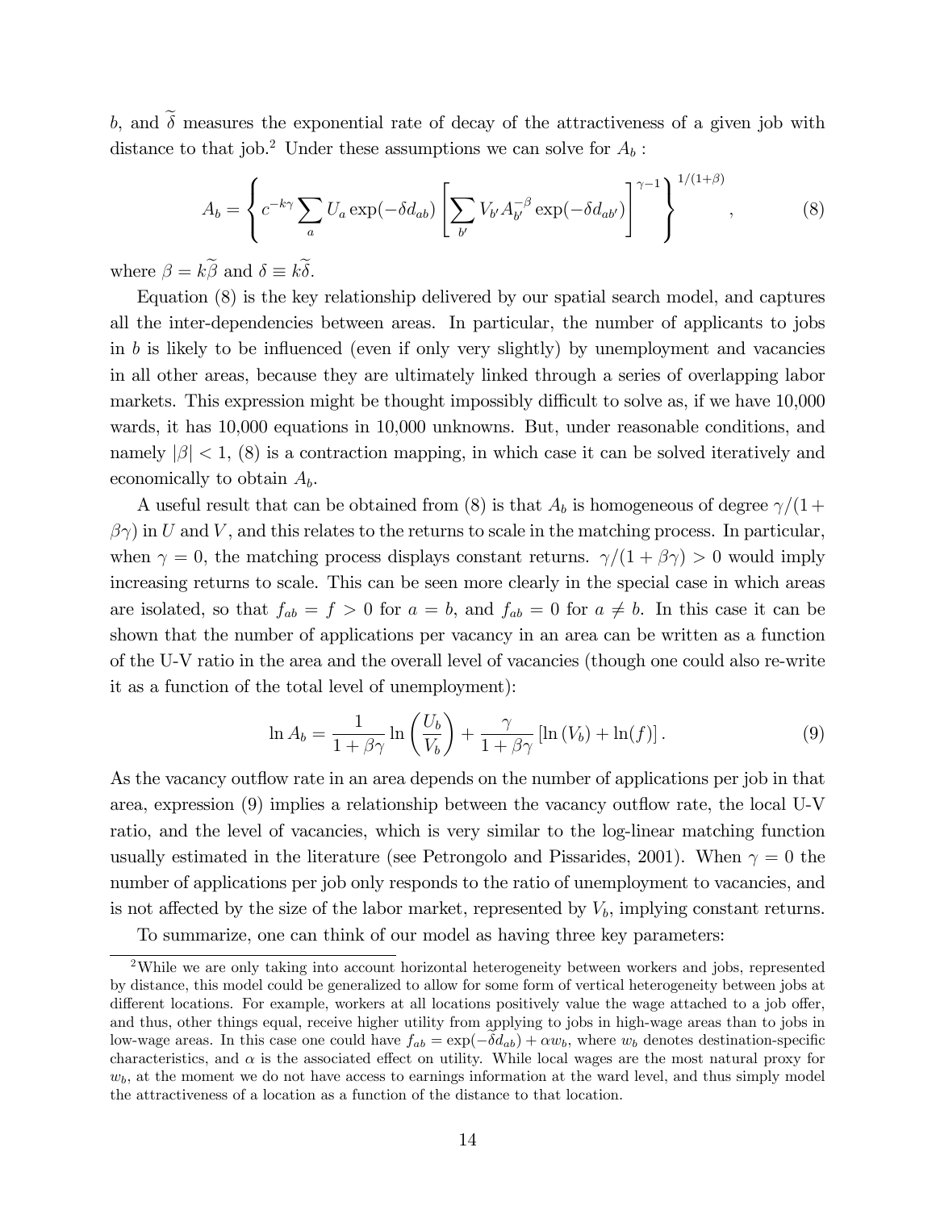$b$, and $\widetilde{\delta}$ measures the exponential rate of decay of the attractiveness of a given job with distance to that job.[2] Under these assumptions we can solve for $A_b$ :

$$A_b = \left\{ c^{-k\gamma} \sum_a U_a \exp(-\delta d_{ab}) \left[ \sum_{b'} V_{b'} A_{b'}^{-\beta} \exp(-\delta d_{ab'}) \right]^{\gamma - 1} \right\}^{1/(1+\beta)}, \tag{8}$$

where $\beta = k\widetilde{\beta}$ and $\delta \equiv k\widetilde{\delta}$.

Equation (8) is the key relationship delivered by our spatial search model, and captures all the inter-dependencies between areas. In particular, the number of applicants to jobs in $b$ is likely to be influenced (even if only very slightly) by unemployment and vacancies in all other areas, because they are ultimately linked through a series of overlapping labor markets. This expression might be thought impossibly difficult to solve as, if we have 10,000 wards, it has 10,000 equations in 10,000 unknowns. But, under reasonable conditions, and namely $|\beta| < 1$, (8) is a contraction mapping, in which case it can be solved iteratively and economically to obtain $A_b$.

A useful result that can be obtained from (8) is that $A_b$ is homogeneous of degree $\gamma/(1+\beta\gamma)$ in $U$ and $V$, and this relates to the returns to scale in the matching process. In particular, when $\gamma = 0$, the matching process displays constant returns. $\gamma/(1+\beta\gamma) > 0$ would imply increasing returns to scale. This can be seen more clearly in the special case in which areas are isolated, so that $f_{ab} = f > 0$ for $a = b$, and $f_{ab} = 0$ for $a \neq b$. In this case it can be shown that the number of applications per vacancy in an area can be written as a function of the U-V ratio in the area and the overall level of vacancies (though one could also re-write it as a function of the total level of unemployment):

$$\ln A_b = \frac{1}{1+\beta\gamma} \ln\left(\frac{U_b}{V_b}\right) + \frac{\gamma}{1+\beta\gamma} \left[\ln(V_b) + \ln(f)\right]. \tag{9}$$

As the vacancy outflow rate in an area depends on the number of applications per job in that area, expression (9) implies a relationship between the vacancy outflow rate, the local U-V ratio, and the level of vacancies, which is very similar to the log-linear matching function usually estimated in the literature (see Petrongolo and Pissarides, 2001). When $\gamma = 0$ the number of applications per job only responds to the ratio of unemployment to vacancies, and is not affected by the size of the labor market, represented by $V_b$, implying constant returns.

To summarize, one can think of our model as having three key parameters:

[2] While we are only taking into account horizontal heterogeneity between workers and jobs, represented by distance, this model could be generalized to allow for some form of vertical heterogeneity between jobs at different locations. For example, workers at all locations positively value the wage attached to a job offer, and thus, other things equal, receive higher utility from applying to jobs in high-wage areas than to jobs in low-wage areas. In this case one could have $f_{ab} = \exp(-\widetilde{\delta} d_{ab}) + \alpha w_b$, where $w_b$ denotes destination-specific characteristics, and $\alpha$ is the associated effect on utility. While local wages are the most natural proxy for $w_b$, at the moment we do not have access to earnings information at the ward level, and thus simply model the attractiveness of a location as a function of the distance to that location.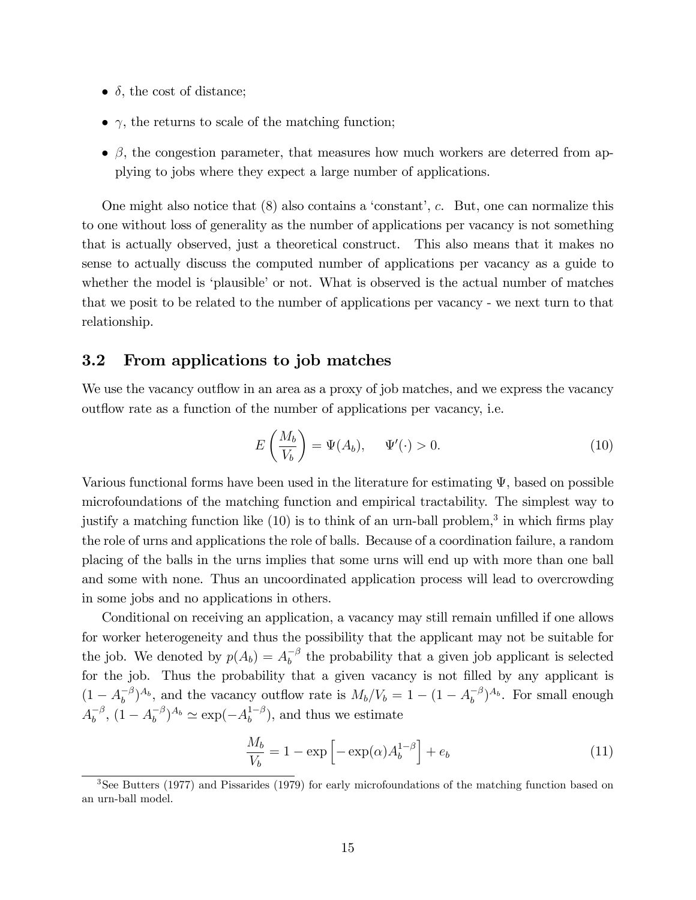- $\delta$, the cost of distance;
- $\gamma$, the returns to scale of the matching function;
- $\beta$, the congestion parameter, that measures how much workers are deterred from applying to jobs where they expect a large number of applications.

One might also notice that (8) also contains a 'constant', $c$. But, one can normalize this to one without loss of generality as the number of applications per vacancy is not something that is actually observed, just a theoretical construct. This also means that it makes no sense to actually discuss the computed number of applications per vacancy as a guide to whether the model is 'plausible' or not. What is observed is the actual number of matches that we posit to be related to the number of applications per vacancy - we next turn to that relationship.

### 3.2 From applications to job matches

We use the vacancy outflow in an area as a proxy of job matches, and we express the vacancy outflow rate as a function of the number of applications per vacancy, i.e.

$$E\left(\frac{M_b}{V_b}\right) = \Psi(A_b), \qquad \Psi'(\cdot) > 0. \tag{10}$$

Various functional forms have been used in the literature for estimating $\Psi$, based on possible microfoundations of the matching function and empirical tractability. The simplest way to justify a matching function like (10) is to think of an urn-ball problem,[3] in which firms play the role of urns and applications the role of balls. Because of a coordination failure, a random placing of the balls in the urns implies that some urns will end up with more than one ball and some with none. Thus an uncoordinated application process will lead to overcrowding in some jobs and no applications in others.

Conditional on receiving an application, a vacancy may still remain unfilled if one allows for worker heterogeneity and thus the possibility that the applicant may not be suitable for the job. We denoted by $p(A_b) = A_b^{-\beta}$ the probability that a given job applicant is selected for the job. Thus the probability that a given vacancy is not filled by any applicant is $(1 - A_b^{-\beta})^{A_b}$, and the vacancy outflow rate is $M_b/V_b = 1 - (1 - A_b^{-\beta})^{A_b}$. For small enough $A_b^{-\beta}$, $(1 - A_b^{-\beta})^{A_b} \simeq \exp(-A_b^{1-\beta})$, and thus we estimate

$$\frac{M_b}{V_b} = 1 - \exp\left[-\exp(\alpha)A_b^{1-\beta}\right] + e_b \tag{11}$$

[3] See Butters (1977) and Pissarides (1979) for early microfoundations of the matching function based on an urn-ball model.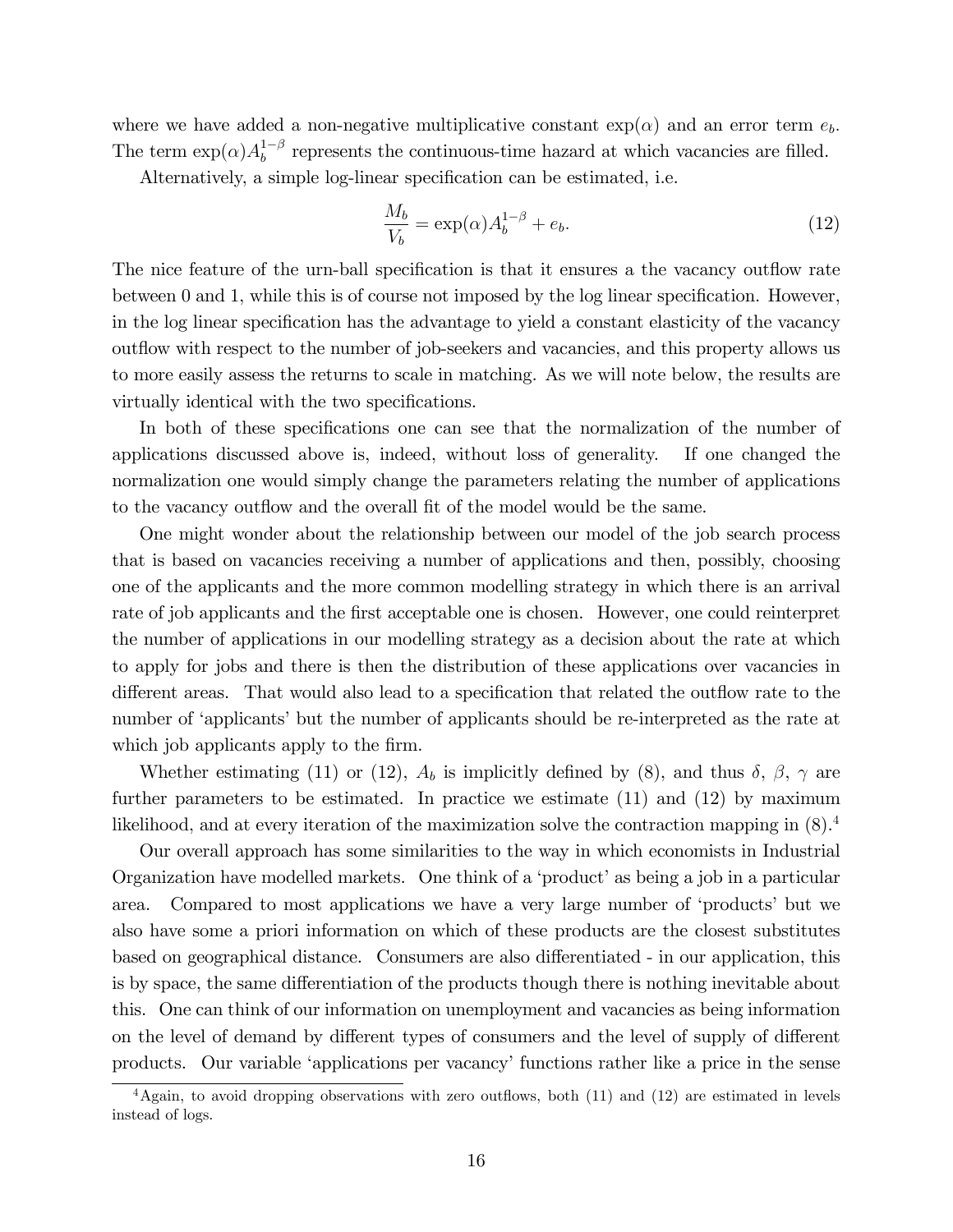where we have added a non-negative multiplicative constant $\exp(\alpha)$ and an error term $e_b$. The term $\exp(\alpha)A_b^{1-\beta}$ represents the continuous-time hazard at which vacancies are filled.

Alternatively, a simple log-linear specification can be estimated, i.e.

$$\frac{M_b}{V_b} = \exp(\alpha)A_b^{1-\beta} + e_b. \tag{12}$$

The nice feature of the urn-ball specification is that it ensures a the vacancy outflow rate between 0 and 1, while this is of course not imposed by the log linear specification. However, in the log linear specification has the advantage to yield a constant elasticity of the vacancy outflow with respect to the number of job-seekers and vacancies, and this property allows us to more easily assess the returns to scale in matching. As we will note below, the results are virtually identical with the two specifications.

In both of these specifications one can see that the normalization of the number of applications discussed above is, indeed, without loss of generality. If one changed the normalization one would simply change the parameters relating the number of applications to the vacancy outflow and the overall fit of the model would be the same.

One might wonder about the relationship between our model of the job search process that is based on vacancies receiving a number of applications and then, possibly, choosing one of the applicants and the more common modelling strategy in which there is an arrival rate of job applicants and the first acceptable one is chosen. However, one could reinterpret the number of applications in our modelling strategy as a decision about the rate at which to apply for jobs and there is then the distribution of these applications over vacancies in different areas. That would also lead to a specification that related the outflow rate to the number of 'applicants' but the number of applicants should be re-interpreted as the rate at which job applicants apply to the firm.

Whether estimating (11) or (12), $A_b$ is implicitly defined by (8), and thus $\delta$, $\beta$, $\gamma$ are further parameters to be estimated. In practice we estimate (11) and (12) by maximum likelihood, and at every iteration of the maximization solve the contraction mapping in (8).[4]

Our overall approach has some similarities to the way in which economists in Industrial Organization have modelled markets. One think of a 'product' as being a job in a particular area. Compared to most applications we have a very large number of 'products' but we also have some a priori information on which of these products are the closest substitutes based on geographical distance. Consumers are also differentiated - in our application, this is by space, the same differentiation of the products though there is nothing inevitable about this. One can think of our information on unemployment and vacancies as being information on the level of demand by different types of consumers and the level of supply of different products. Our variable 'applications per vacancy' functions rather like a price in the sense

[4] Again, to avoid dropping observations with zero outflows, both (11) and (12) are estimated in levels instead of logs.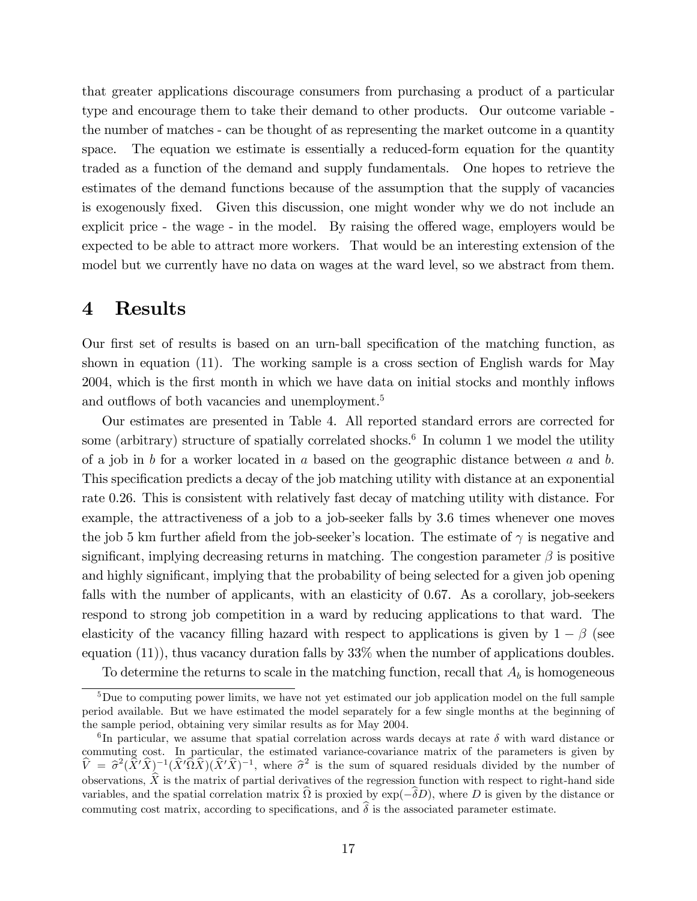that greater applications discourage consumers from purchasing a product of a particular type and encourage them to take their demand to other products. Our outcome variable - the number of matches - can be thought of as representing the market outcome in a quantity space. The equation we estimate is essentially a reduced-form equation for the quantity traded as a function of the demand and supply fundamentals. One hopes to retrieve the estimates of the demand functions because of the assumption that the supply of vacancies is exogenously fixed. Given this discussion, one might wonder why we do not include an explicit price - the wage - in the model. By raising the offered wage, employers would be expected to be able to attract more workers. That would be an interesting extension of the model but we currently have no data on wages at the ward level, so we abstract from them.

# 4 Results

Our first set of results is based on an urn-ball specification of the matching function, as shown in equation (11). The working sample is a cross section of English wards for May 2004, which is the first month in which we have data on initial stocks and monthly inflows and outflows of both vacancies and unemployment.[5]

Our estimates are presented in Table 4. All reported standard errors are corrected for some (arbitrary) structure of spatially correlated shocks.[6] In column 1 we model the utility of a job in $b$ for a worker located in $a$ based on the geographic distance between $a$ and $b$. This specification predicts a decay of the job matching utility with distance at an exponential rate 0.26. This is consistent with relatively fast decay of matching utility with distance. For example, the attractiveness of a job to a job-seeker falls by 3.6 times whenever one moves the job 5 km further afield from the job-seeker's location. The estimate of $\gamma$ is negative and significant, implying decreasing returns in matching. The congestion parameter $\beta$ is positive and highly significant, implying that the probability of being selected for a given job opening falls with the number of applicants, with an elasticity of 0.67. As a corollary, job-seekers respond to strong job competition in a ward by reducing applications to that ward. The elasticity of the vacancy filling hazard with respect to applications is given by $1 - \beta$ (see equation (11)), thus vacancy duration falls by 33% when the number of applications doubles.

To determine the returns to scale in the matching function, recall that $A_b$ is homogeneous

[5] Due to computing power limits, we have not yet estimated our job application model on the full sample period available. But we have estimated the model separately for a few single months at the beginning of the sample period, obtaining very similar results as for May 2004.

[6] In particular, we assume that spatial correlation across wards decays at rate $\delta$ with ward distance or commuting cost. In particular, the estimated variance-covariance matrix of the parameters is given by $\widehat{V} = \widehat{\sigma}^2(\widehat{X}'\widehat{X})^{-1}(\widehat{X}'\widehat{\Omega}\widehat{X})(\widehat{X}'\widehat{X})^{-1}$, where $\widehat{\sigma}^2$ is the sum of squared residuals divided by the number of observations, $\widehat{X}$ is the matrix of partial derivatives of the regression function with respect to right-hand side variables, and the spatial correlation matrix $\widehat{\Omega}$ is proxied by $\exp(-\widehat{\delta}D)$, where $D$ is given by the distance or commuting cost matrix, according to specifications, and $\widehat{\delta}$ is the associated parameter estimate.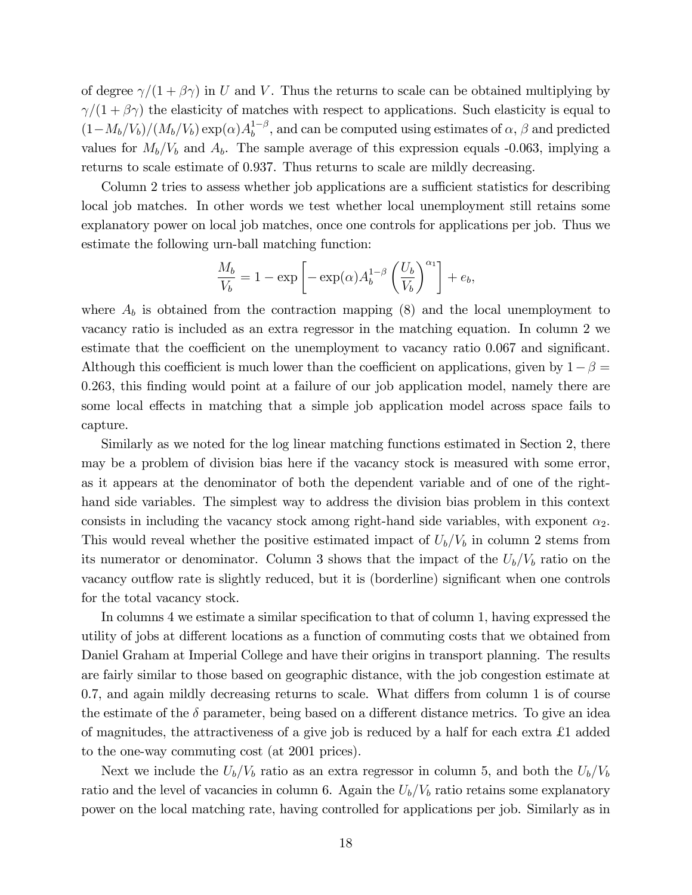of degree $\gamma/(1+\beta\gamma)$ in $U$ and $V$. Thus the returns to scale can be obtained multiplying by $\gamma/(1+\beta\gamma)$ the elasticity of matches with respect to applications. Such elasticity is equal to $(1-M_b/V_b)/(M_b/V_b)\exp(\alpha)A_b^{1-\beta}$, and can be computed using estimates of $\alpha$, $\beta$ and predicted values for $M_b/V_b$ and $A_b$. The sample average of this expression equals -0.063, implying a returns to scale estimate of 0.937. Thus returns to scale are mildly decreasing.

Column 2 tries to assess whether job applications are a sufficient statistics for describing local job matches. In other words we test whether local unemployment still retains some explanatory power on local job matches, once one controls for applications per job. Thus we estimate the following urn-ball matching function:

$$\frac{M_b}{V_b} = 1 - \exp\left[-\exp(\alpha)A_b^{1-\beta}\left(\frac{U_b}{V_b}\right)^{\alpha_1}\right] + e_b,$$

where $A_b$ is obtained from the contraction mapping (8) and the local unemployment to vacancy ratio is included as an extra regressor in the matching equation. In column 2 we estimate that the coefficient on the unemployment to vacancy ratio 0.067 and significant. Although this coefficient is much lower than the coefficient on applications, given by $1-\beta = 0.263$, this finding would point at a failure of our job application model, namely there are some local effects in matching that a simple job application model across space fails to capture.

Similarly as we noted for the log linear matching functions estimated in Section 2, there may be a problem of division bias here if the vacancy stock is measured with some error, as it appears at the denominator of both the dependent variable and of one of the right-hand side variables. The simplest way to address the division bias problem in this context consists in including the vacancy stock among right-hand side variables, with exponent $\alpha_2$. This would reveal whether the positive estimated impact of $U_b/V_b$ in column 2 stems from its numerator or denominator. Column 3 shows that the impact of the $U_b/V_b$ ratio on the vacancy outflow rate is slightly reduced, but it is (borderline) significant when one controls for the total vacancy stock.

In columns 4 we estimate a similar specification to that of column 1, having expressed the utility of jobs at different locations as a function of commuting costs that we obtained from Daniel Graham at Imperial College and have their origins in transport planning. The results are fairly similar to those based on geographic distance, with the job congestion estimate at 0.7, and again mildly decreasing returns to scale. What differs from column 1 is of course the estimate of the $\delta$ parameter, being based on a different distance metrics. To give an idea of magnitudes, the attractiveness of a give job is reduced by a half for each extra £1 added to the one-way commuting cost (at 2001 prices).

Next we include the $U_b/V_b$ ratio as an extra regressor in column 5, and both the $U_b/V_b$ ratio and the level of vacancies in column 6. Again the $U_b/V_b$ ratio retains some explanatory power on the local matching rate, having controlled for applications per job. Similarly as in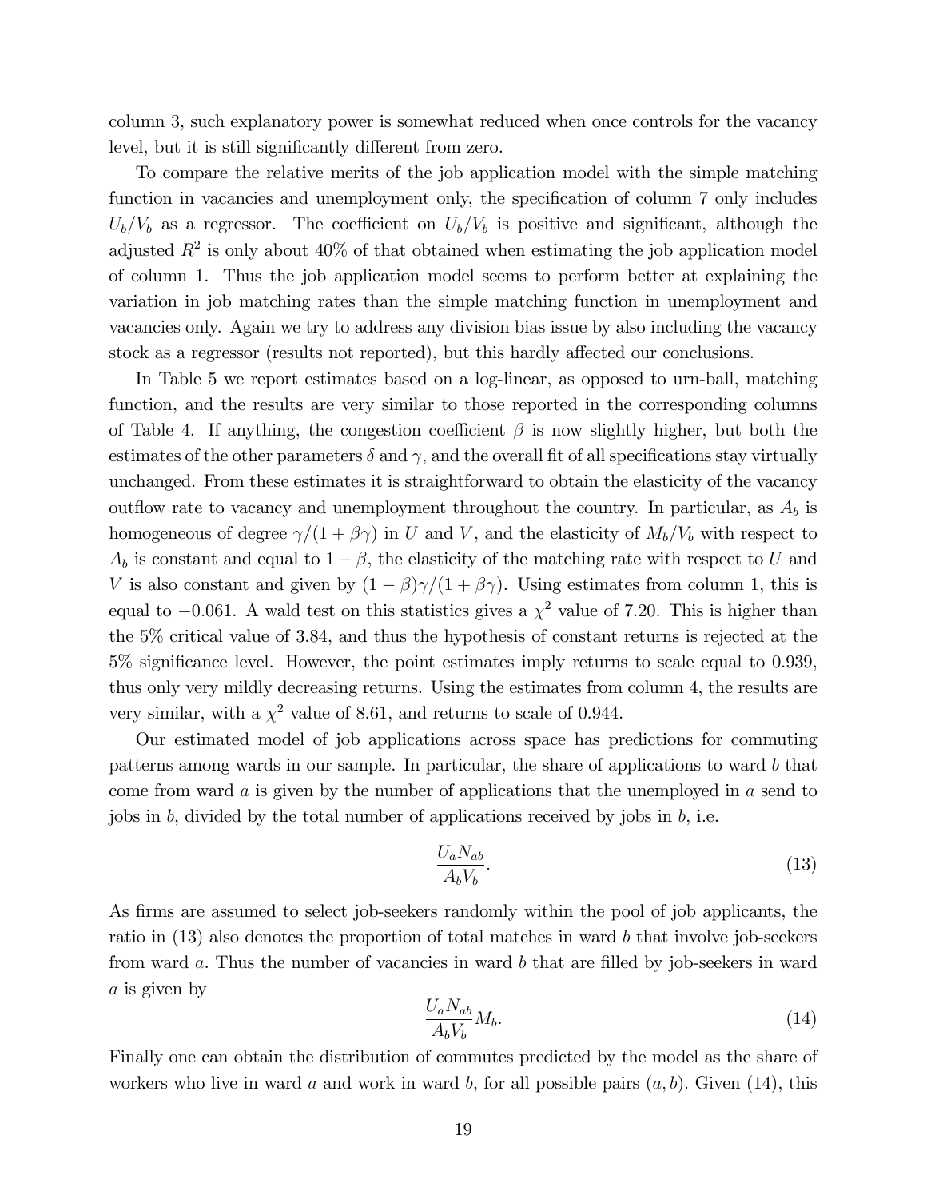column 3, such explanatory power is somewhat reduced when once controls for the vacancy level, but it is still significantly different from zero.

To compare the relative merits of the job application model with the simple matching function in vacancies and unemployment only, the specification of column 7 only includes $U_b/V_b$ as a regressor. The coefficient on $U_b/V_b$ is positive and significant, although the adjusted $R^2$ is only about 40% of that obtained when estimating the job application model of column 1. Thus the job application model seems to perform better at explaining the variation in job matching rates than the simple matching function in unemployment and vacancies only. Again we try to address any division bias issue by also including the vacancy stock as a regressor (results not reported), but this hardly affected our conclusions.

In Table 5 we report estimates based on a log-linear, as opposed to urn-ball, matching function, and the results are very similar to those reported in the corresponding columns of Table 4. If anything, the congestion coefficient $\beta$ is now slightly higher, but both the estimates of the other parameters $\delta$ and $\gamma$, and the overall fit of all specifications stay virtually unchanged. From these estimates it is straightforward to obtain the elasticity of the vacancy outflow rate to vacancy and unemployment throughout the country. In particular, as $A_b$ is homogeneous of degree $\gamma/(1+\beta\gamma)$ in $U$ and $V$, and the elasticity of $M_b/V_b$ with respect to $A_b$ is constant and equal to $1-\beta$, the elasticity of the matching rate with respect to $U$ and $V$ is also constant and given by $(1-\beta)\gamma/(1+\beta\gamma)$. Using estimates from column 1, this is equal to $-0.061$. A wald test on this statistics gives a $\chi^2$ value of 7.20. This is higher than the 5% critical value of 3.84, and thus the hypothesis of constant returns is rejected at the 5% significance level. However, the point estimates imply returns to scale equal to 0.939, thus only very mildly decreasing returns. Using the estimates from column 4, the results are very similar, with a $\chi^2$ value of 8.61, and returns to scale of 0.944.

Our estimated model of job applications across space has predictions for commuting patterns among wards in our sample. In particular, the share of applications to ward $b$ that come from ward $a$ is given by the number of applications that the unemployed in $a$ send to jobs in $b$, divided by the total number of applications received by jobs in $b$, i.e.

$$\frac{U_a N_{ab}}{A_b V_b}. \tag{13}$$

As firms are assumed to select job-seekers randomly within the pool of job applicants, the ratio in (13) also denotes the proportion of total matches in ward $b$ that involve job-seekers from ward $a$. Thus the number of vacancies in ward $b$ that are filled by job-seekers in ward $a$ is given by

$$\frac{U_a N_{ab}}{A_b V_b} M_b. \tag{14}$$

Finally one can obtain the distribution of commutes predicted by the model as the share of workers who live in ward $a$ and work in ward $b$, for all possible pairs $(a, b)$. Given (14), this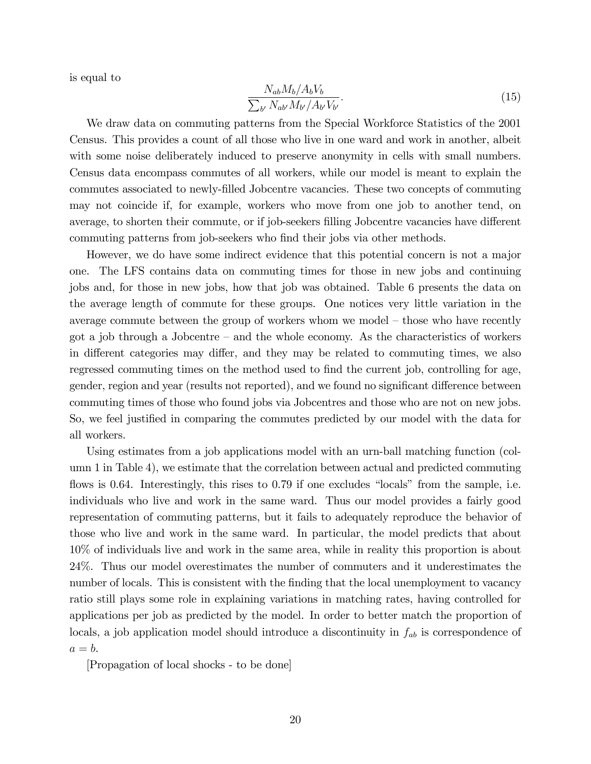is equal to

$$\frac{N_{ab} M_b / A_b V_b}{\sum_{b'} N_{ab'} M_{b'} / A_{b'} V_{b'}}. \tag{15}$$

We draw data on commuting patterns from the Special Workforce Statistics of the 2001 Census. This provides a count of all those who live in one ward and work in another, albeit with some noise deliberately induced to preserve anonymity in cells with small numbers. Census data encompass commutes of all workers, while our model is meant to explain the commutes associated to newly-filled Jobcentre vacancies. These two concepts of commuting may not coincide if, for example, workers who move from one job to another tend, on average, to shorten their commute, or if job-seekers filling Jobcentre vacancies have different commuting patterns from job-seekers who find their jobs via other methods.

However, we do have some indirect evidence that this potential concern is not a major one. The LFS contains data on commuting times for those in new jobs and continuing jobs and, for those in new jobs, how that job was obtained. Table 6 presents the data on the average length of commute for these groups. One notices very little variation in the average commute between the group of workers whom we model – those who have recently got a job through a Jobcentre – and the whole economy. As the characteristics of workers in different categories may differ, and they may be related to commuting times, we also regressed commuting times on the method used to find the current job, controlling for age, gender, region and year (results not reported), and we found no significant difference between commuting times of those who found jobs via Jobcentres and those who are not on new jobs. So, we feel justified in comparing the commutes predicted by our model with the data for all workers.

Using estimates from a job applications model with an urn-ball matching function (column 1 in Table 4), we estimate that the correlation between actual and predicted commuting flows is 0.64. Interestingly, this rises to 0.79 if one excludes "locals" from the sample, i.e. individuals who live and work in the same ward. Thus our model provides a fairly good representation of commuting patterns, but it fails to adequately reproduce the behavior of those who live and work in the same ward. In particular, the model predicts that about 10% of individuals live and work in the same area, while in reality this proportion is about 24%. Thus our model overestimates the number of commuters and it underestimates the number of locals. This is consistent with the finding that the local unemployment to vacancy ratio still plays some role in explaining variations in matching rates, having controlled for applications per job as predicted by the model. In order to better match the proportion of locals, a job application model should introduce a discontinuity in $f_{ab}$ is correspondence of $a = b$.

[Propagation of local shocks - to be done]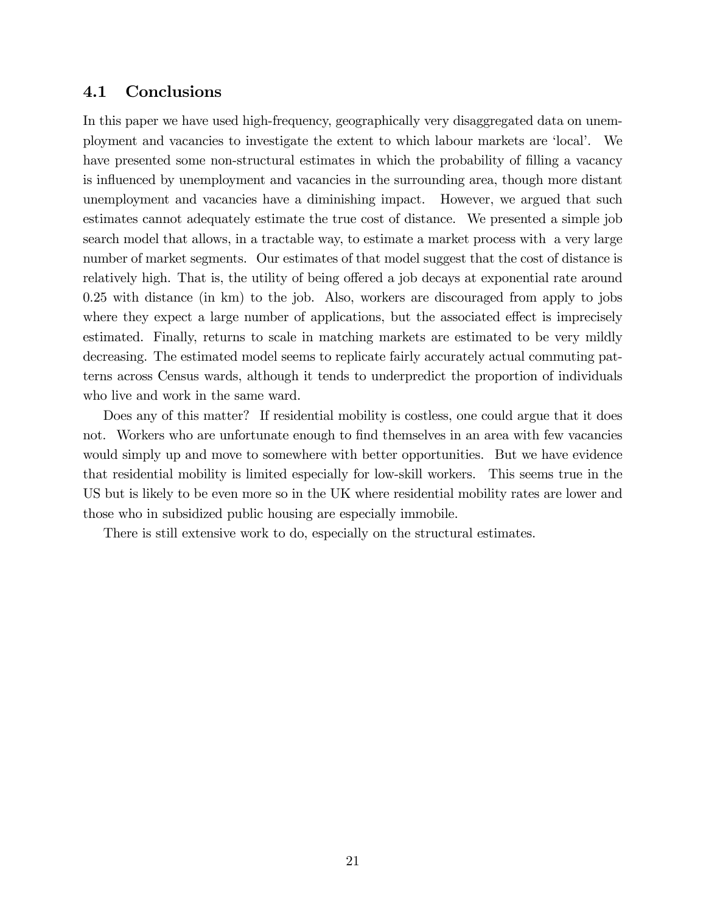### 4.1 Conclusions

In this paper we have used high-frequency, geographically very disaggregated data on unemployment and vacancies to investigate the extent to which labour markets are 'local'. We have presented some non-structural estimates in which the probability of filling a vacancy is influenced by unemployment and vacancies in the surrounding area, though more distant unemployment and vacancies have a diminishing impact. However, we argued that such estimates cannot adequately estimate the true cost of distance. We presented a simple job search model that allows, in a tractable way, to estimate a market process with a very large number of market segments. Our estimates of that model suggest that the cost of distance is relatively high. That is, the utility of being offered a job decays at exponential rate around 0.25 with distance (in km) to the job. Also, workers are discouraged from apply to jobs where they expect a large number of applications, but the associated effect is imprecisely estimated. Finally, returns to scale in matching markets are estimated to be very mildly decreasing. The estimated model seems to replicate fairly accurately actual commuting patterns across Census wards, although it tends to underpredict the proportion of individuals who live and work in the same ward.

Does any of this matter? If residential mobility is costless, one could argue that it does not. Workers who are unfortunate enough to find themselves in an area with few vacancies would simply up and move to somewhere with better opportunities. But we have evidence that residential mobility is limited especially for low-skill workers. This seems true in the US but is likely to be even more so in the UK where residential mobility rates are lower and those who in subsidized public housing are especially immobile.

There is still extensive work to do, especially on the structural estimates.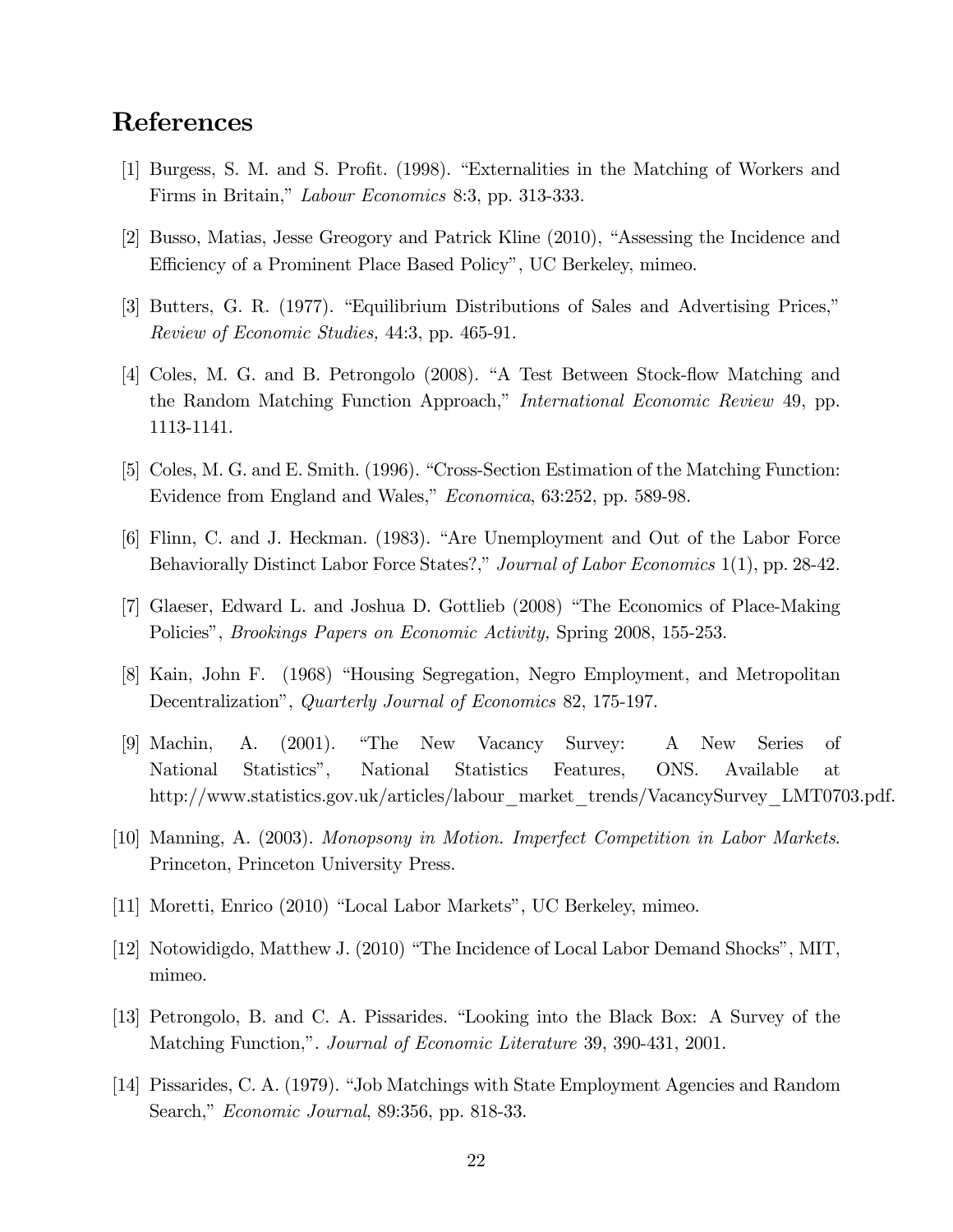# References

[1] Burgess, S. M. and S. Profit. (1998). "Externalities in the Matching of Workers and Firms in Britain," *Labour Economics* 8:3, pp. 313-333.

[2] Busso, Matias, Jesse Greogory and Patrick Kline (2010), "Assessing the Incidence and Efficiency of a Prominent Place Based Policy", UC Berkeley, mimeo.

[3] Butters, G. R. (1977). "Equilibrium Distributions of Sales and Advertising Prices," *Review of Economic Studies,* 44:3, pp. 465-91.

[4] Coles, M. G. and B. Petrongolo (2008). "A Test Between Stock-flow Matching and the Random Matching Function Approach," *International Economic Review* 49, pp. 1113-1141.

[5] Coles, M. G. and E. Smith. (1996). "Cross-Section Estimation of the Matching Function: Evidence from England and Wales," *Economica*, 63:252, pp. 589-98.

[6] Flinn, C. and J. Heckman. (1983). "Are Unemployment and Out of the Labor Force Behaviorally Distinct Labor Force States?," *Journal of Labor Economics* 1(1), pp. 28-42.

[7] Glaeser, Edward L. and Joshua D. Gottlieb (2008) "The Economics of Place-Making Policies", *Brookings Papers on Economic Activity,* Spring 2008, 155-253.

[8] Kain, John F. (1968) "Housing Segregation, Negro Employment, and Metropolitan Decentralization", *Quarterly Journal of Economics* 82, 175-197.

[9] Machin, A. (2001). "The New Vacancy Survey: A New Series of National Statistics", National Statistics Features, ONS. Available at http://www.statistics.gov.uk/articles/labour_market_trends/VacancySurvey_LMT0703.pdf.

[10] Manning, A. (2003). *Monopsony in Motion. Imperfect Competition in Labor Markets*. Princeton, Princeton University Press.

[11] Moretti, Enrico (2010) "Local Labor Markets", UC Berkeley, mimeo.

[12] Notowidigdo, Matthew J. (2010) "The Incidence of Local Labor Demand Shocks", MIT, mimeo.

[13] Petrongolo, B. and C. A. Pissarides. "Looking into the Black Box: A Survey of the Matching Function,". *Journal of Economic Literature* 39, 390-431, 2001.

[14] Pissarides, C. A. (1979). "Job Matchings with State Employment Agencies and Random Search," *Economic Journal*, 89:356, pp. 818-33.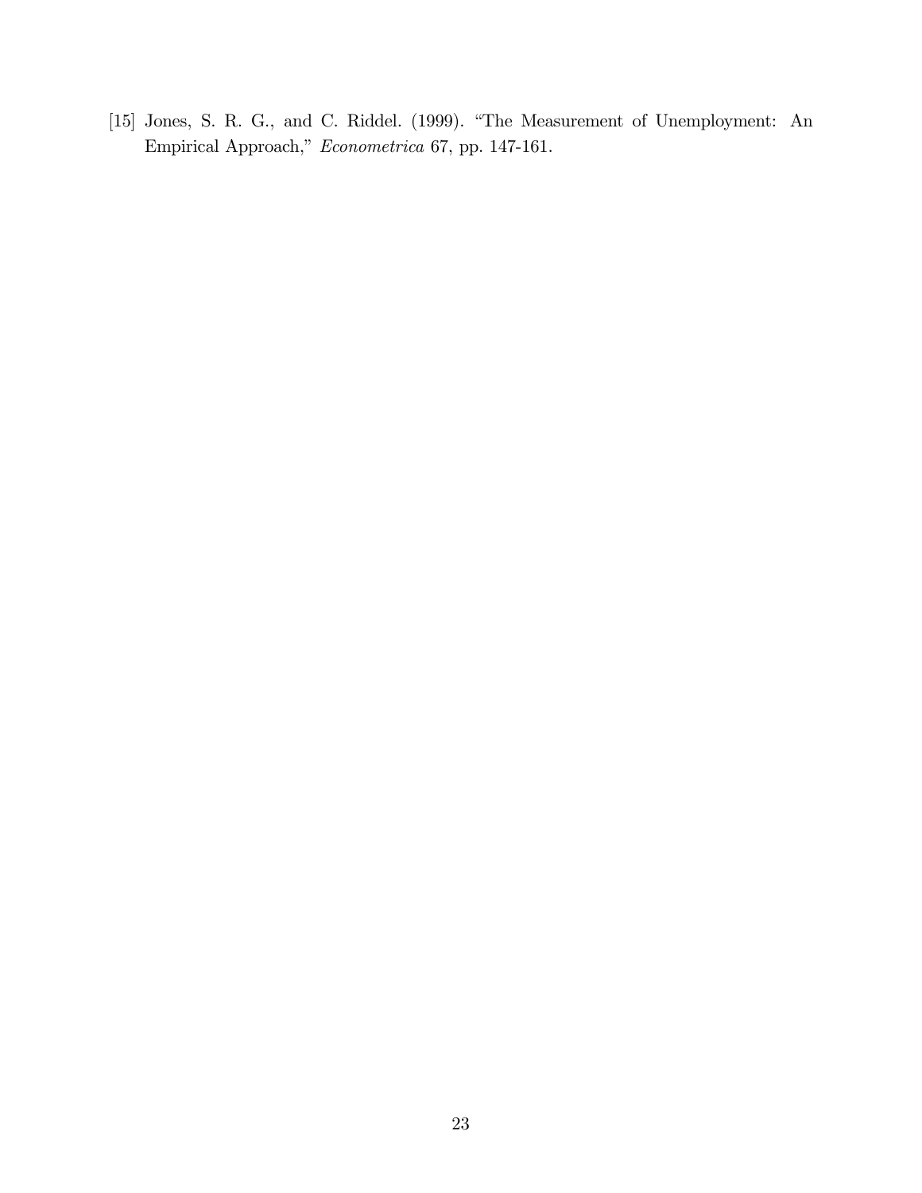[15] Jones, S. R. G., and C. Riddel. (1999). "The Measurement of Unemployment: An Empirical Approach," *Econometrica* 67, pp. 147-161.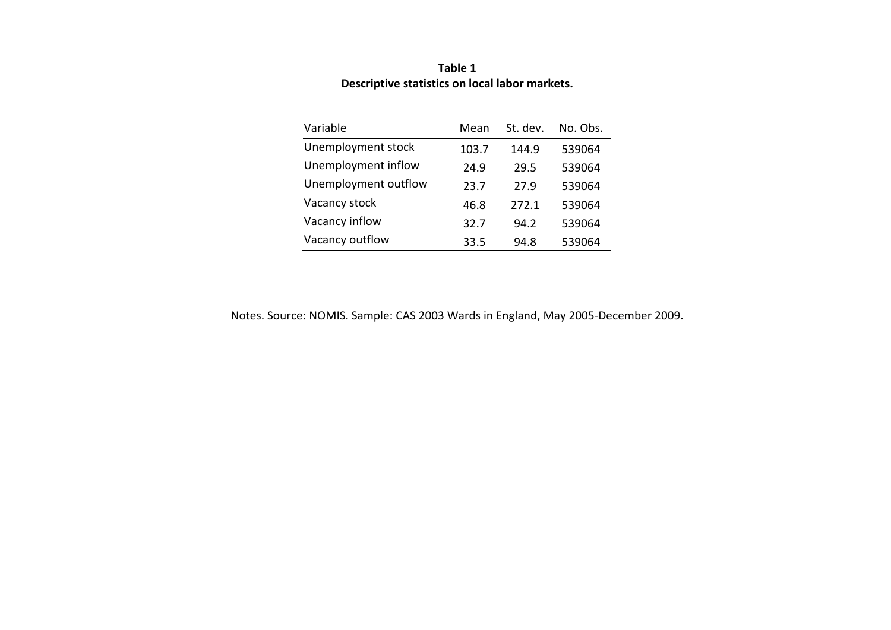**Table 1**
**Descriptive statistics on local labor markets.**

| Variable | Mean | St. dev. | No. Obs. |
|---|---|---|---|
| Unemployment stock | 103.7 | 144.9 | 539064 |
| Unemployment inflow | 24.9 | 29.5 | 539064 |
| Unemployment outflow | 23.7 | 27.9 | 539064 |
| Vacancy stock | 46.8 | 272.1 | 539064 |
| Vacancy inflow | 32.7 | 94.2 | 539064 |
| Vacancy outflow | 33.5 | 94.8 | 539064 |

Notes. Source: NOMIS. Sample: CAS 2003 Wards in England, May 2005-December 2009.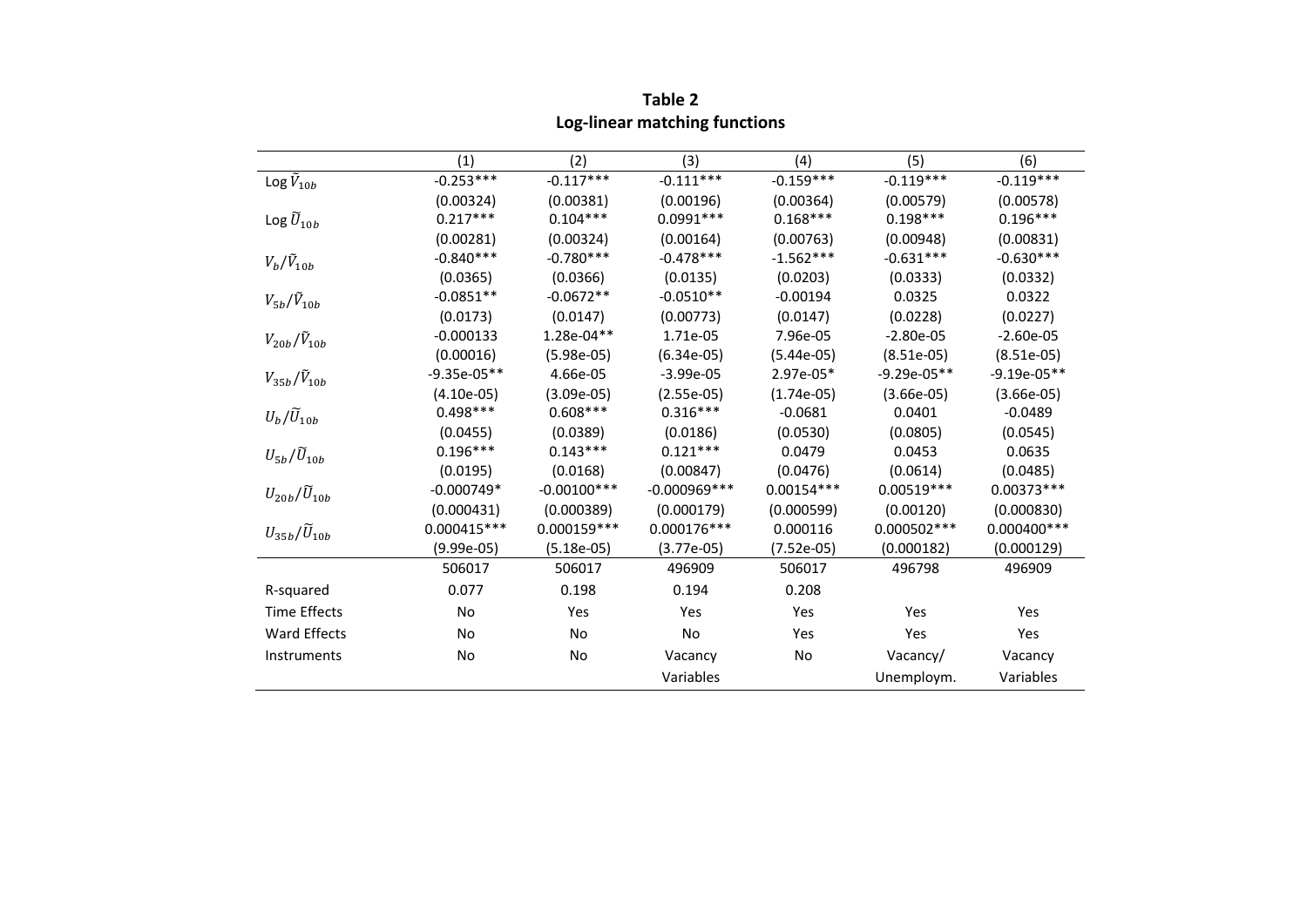**Table 2**
**Log-linear matching functions**

| | (1) | (2) | (3) | (4) | (5) | (6) |
|---|---|---|---|---|---|---|
| Log $\tilde{V}_{10b}$ | -0.253*** | -0.117*** | -0.111*** | -0.159*** | -0.119*** | -0.119*** |
| | (0.00324) | (0.00381) | (0.00196) | (0.00364) | (0.00579) | (0.00578) |
| Log $\tilde{U}_{10b}$ | 0.217*** | 0.104*** | 0.0991*** | 0.168*** | 0.198*** | 0.196*** |
| | (0.00281) | (0.00324) | (0.00164) | (0.00763) | (0.00948) | (0.00831) |
| $V_b/\tilde{V}_{10b}$ | -0.840*** | -0.780*** | -0.478*** | -1.562*** | -0.631*** | -0.630*** |
| | (0.0365) | (0.0366) | (0.0135) | (0.0203) | (0.0333) | (0.0332) |
| $V_{5b}/\tilde{V}_{10b}$ | -0.0851** | -0.0672** | -0.0510** | -0.00194 | 0.0325 | 0.0322 |
| | (0.0173) | (0.0147) | (0.00773) | (0.0147) | (0.0228) | (0.0227) |
| $V_{20b}/\tilde{V}_{10b}$ | -0.000133 | 1.28e-04** | 1.71e-05 | 7.96e-05 | -2.80e-05 | -2.60e-05 |
| | (0.00016) | (5.98e-05) | (6.34e-05) | (5.44e-05) | (8.51e-05) | (8.51e-05) |
| $V_{35b}/\tilde{V}_{10b}$ | -9.35e-05** | 4.66e-05 | -3.99e-05 | 2.97e-05* | -9.29e-05** | -9.19e-05** |
| | (4.10e-05) | (3.09e-05) | (2.55e-05) | (1.74e-05) | (3.66e-05) | (3.66e-05) |
| $U_b/\tilde{U}_{10b}$ | 0.498*** | 0.608*** | 0.316*** | -0.0681 | 0.0401 | -0.0489 |
| | (0.0455) | (0.0389) | (0.0186) | (0.0530) | (0.0805) | (0.0545) |
| $U_{5b}/\tilde{U}_{10b}$ | 0.196*** | 0.143*** | 0.121*** | 0.0479 | 0.0453 | 0.0635 |
| | (0.0195) | (0.0168) | (0.00847) | (0.0476) | (0.0614) | (0.0485) |
| $U_{20b}/\tilde{U}_{10b}$ | -0.000749* | -0.00100*** | -0.000969*** | 0.00154*** | 0.00519*** | 0.00373*** |
| | (0.000431) | (0.000389) | (0.000179) | (0.000599) | (0.00120) | (0.000830) |
| $U_{35b}/\tilde{U}_{10b}$ | 0.000415*** | 0.000159*** | 0.000176*** | 0.000116 | 0.000502*** | 0.000400*** |
| | (9.99e-05) | (5.18e-05) | (3.77e-05) | (7.52e-05) | (0.000182) | (0.000129) |
| | 506017 | 506017 | 496909 | 506017 | 496798 | 496909 |
| R-squared | 0.077 | 0.198 | 0.194 | 0.208 | | |
| Time Effects | No | Yes | Yes | Yes | Yes | Yes |
| Ward Effects | No | No | No | Yes | Yes | Yes |
| Instruments | No | No | Vacancy Variables | No | Vacancy/ Unemploym. | Vacancy Variables |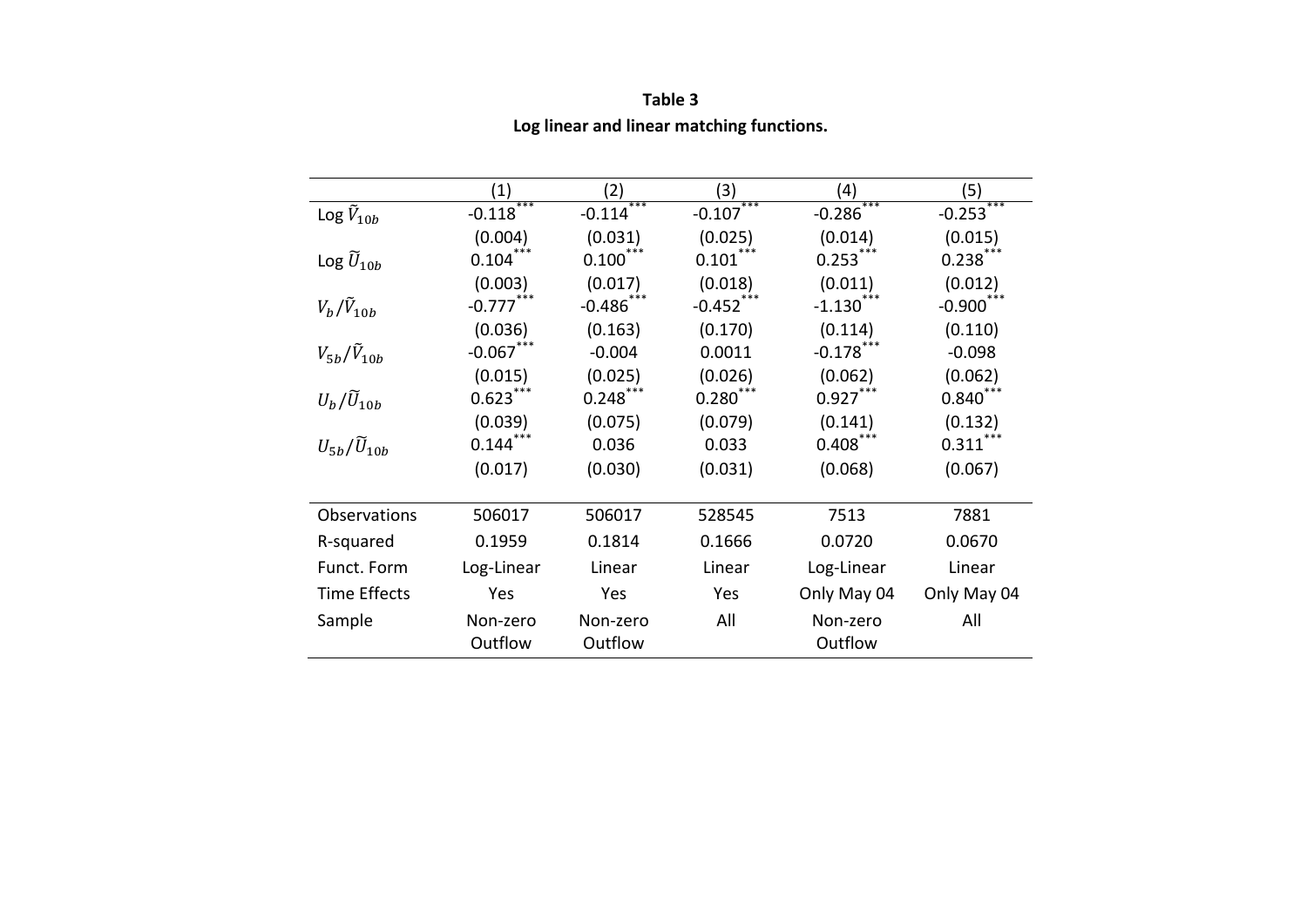**Table 3**

**Log linear and linear matching functions.**

| | (1) | (2) | (3) | (4) | (5) |
|---|---|---|---|---|---|
| Log $\tilde{V}_{10b}$ | -0.118*** | -0.114*** | -0.107*** | -0.286*** | -0.253*** |
| | (0.004) | (0.031) | (0.025) | (0.014) | (0.015) |
| Log $\widetilde{U}_{10b}$ | 0.104*** | 0.100*** | 0.101*** | 0.253*** | 0.238*** |
| | (0.003) | (0.017) | (0.018) | (0.011) | (0.012) |
| $V_b/\tilde{V}_{10b}$ | -0.777*** | -0.486*** | -0.452*** | -1.130*** | -0.900*** |
| | (0.036) | (0.163) | (0.170) | (0.114) | (0.110) |
| $V_{5b}/\tilde{V}_{10b}$ | -0.067*** | -0.004 | 0.0011 | -0.178*** | -0.098 |
| | (0.015) | (0.025) | (0.026) | (0.062) | (0.062) |
| $U_b/\widetilde{U}_{10b}$ | 0.623*** | 0.248*** | 0.280*** | 0.927*** | 0.840*** |
| | (0.039) | (0.075) | (0.079) | (0.141) | (0.132) |
| $U_{5b}/\widetilde{U}_{10b}$ | 0.144*** | 0.036 | 0.033 | 0.408*** | 0.311*** |
| | (0.017) | (0.030) | (0.031) | (0.068) | (0.067) |
| Observations | 506017 | 506017 | 528545 | 7513 | 7881 |
| R-squared | 0.1959 | 0.1814 | 0.1666 | 0.0720 | 0.0670 |
| Funct. Form | Log-Linear | Linear | Linear | Log-Linear | Linear |
| Time Effects | Yes | Yes | Yes | Only May 04 | Only May 04 |
| Sample | Non-zero Outflow | Non-zero Outflow | All | Non-zero Outflow | All |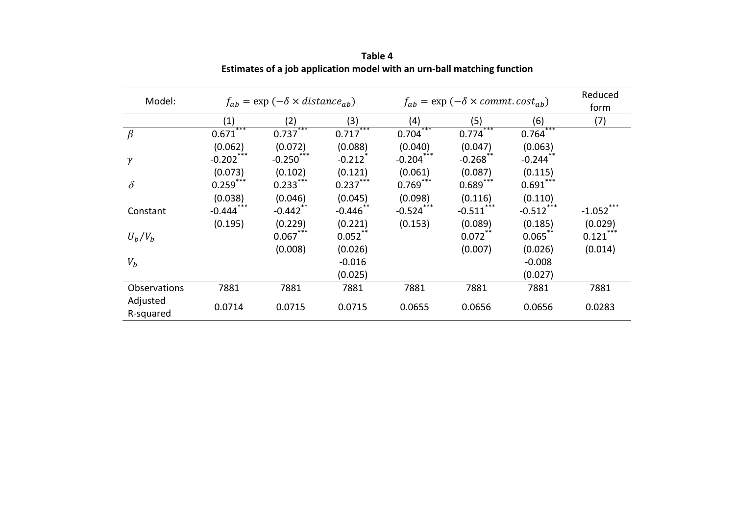**Table 4**
**Estimates of a job application model with an urn-ball matching function**

| Model: | $f_{ab} = \exp(-\delta \times distance_{ab})$ | | | $f_{ab} = \exp(-\delta \times commt.cost_{ab})$ | | | Reduced form |
|---|---|---|---|---|---|---|---|
| | (1) | (2) | (3) | (4) | (5) | (6) | (7) |
| $\beta$ | 0.671*** | 0.737*** | 0.717*** | 0.704*** | 0.774*** | 0.764*** | |
| | (0.062) | (0.072) | (0.088) | (0.040) | (0.047) | (0.063) | |
| $\gamma$ | -0.202*** | -0.250*** | -0.212* | -0.204*** | -0.268** | -0.244** | |
| | (0.073) | (0.102) | (0.121) | (0.061) | (0.087) | (0.115) | |
| $\delta$ | 0.259*** | 0.233*** | 0.237*** | 0.769*** | 0.689*** | 0.691*** | |
| | (0.038) | (0.046) | (0.045) | (0.098) | (0.116) | (0.110) | |
| Constant | -0.444*** | -0.442** | -0.446** | -0.524*** | -0.511*** | -0.512*** | -1.052*** |
| | (0.195) | (0.229) | (0.221) | (0.153) | (0.089) | (0.185) | (0.029) |
| $U_b/V_b$ | | 0.067*** | 0.052** | | 0.072** | 0.065** | 0.121*** |
| | | (0.008) | (0.026) | | (0.007) | (0.026) | (0.014) |
| $V_b$ | | | -0.016 | | | -0.008 | |
| | | | (0.025) | | | (0.027) | |
| Observations | 7881 | 7881 | 7881 | 7881 | 7881 | 7881 | 7881 |
| Adjusted R-squared | 0.0714 | 0.0715 | 0.0715 | 0.0655 | 0.0656 | 0.0656 | 0.0283 |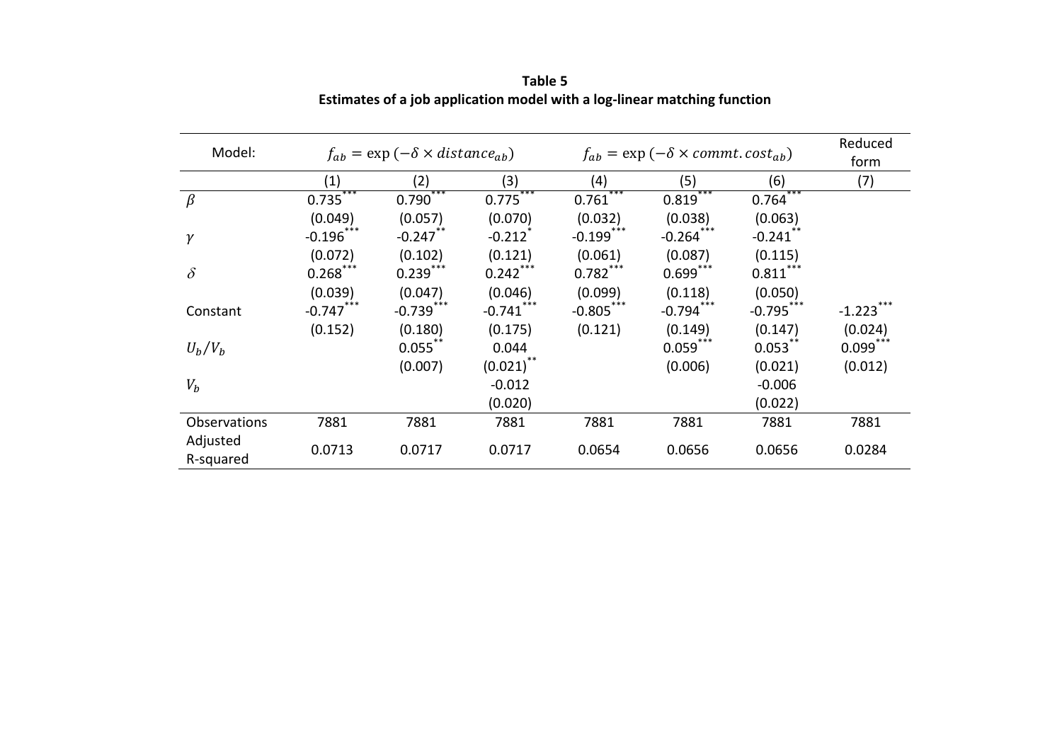**Table 5**
**Estimates of a job application model with a log-linear matching function**

| Model: | $f_{ab} = \exp(-\delta \times distance_{ab})$ | | | $f_{ab} = \exp(-\delta \times commt.cost_{ab})$ | | | Reduced form |
|---|---|---|---|---|---|---|---|
| | (1) | (2) | (3) | (4) | (5) | (6) | (7) |
| $\beta$ | 0.735*** | 0.790*** | 0.775*** | 0.761*** | 0.819*** | 0.764*** | |
| | (0.049) | (0.057) | (0.070) | (0.032) | (0.038) | (0.063) | |
| $\gamma$ | -0.196*** | -0.247** | -0.212* | -0.199*** | -0.264*** | -0.241** | |
| | (0.072) | (0.102) | (0.121) | (0.061) | (0.087) | (0.115) | |
| $\delta$ | 0.268*** | 0.239*** | 0.242*** | 0.782*** | 0.699*** | 0.811*** | |
| | (0.039) | (0.047) | (0.046) | (0.099) | (0.118) | (0.050) | |
| Constant | -0.747*** | -0.739*** | -0.741*** | -0.805*** | -0.794*** | -0.795*** | -1.223*** |
| | (0.152) | (0.180) | (0.175) | (0.121) | (0.149) | (0.147) | (0.024) |
| $U_b/V_b$ | | 0.055** | 0.044 | | 0.059*** | 0.053** | 0.099*** |
| | | (0.007) | (0.021)** | | (0.006) | (0.021) | (0.012) |
| $V_b$ | | | -0.012 | | | -0.006 | |
| | | | (0.020) | | | (0.022) | |
| Observations | 7881 | 7881 | 7881 | 7881 | 7881 | 7881 | 7881 |
| Adjusted R-squared | 0.0713 | 0.0717 | 0.0717 | 0.0654 | 0.0656 | 0.0656 | 0.0284 |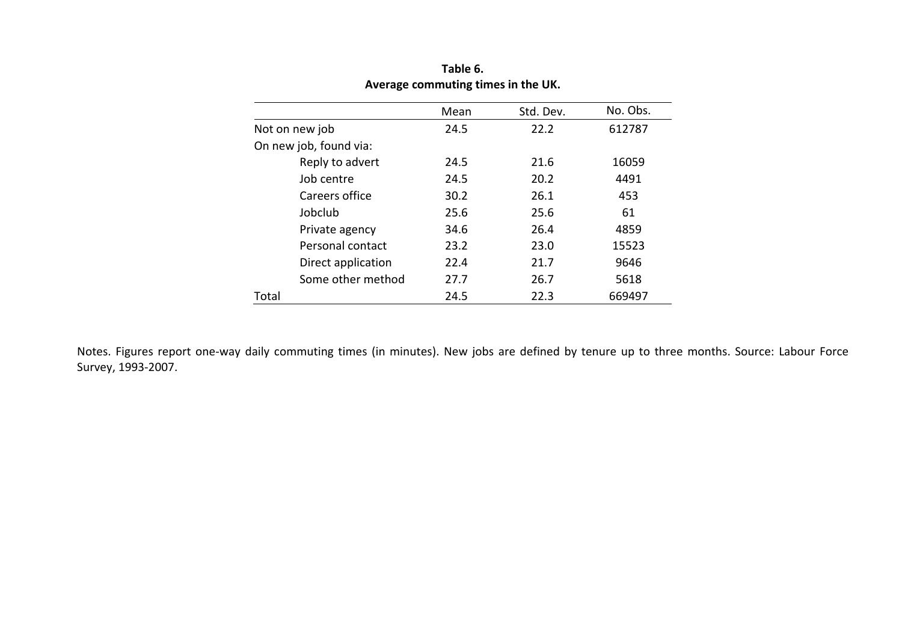**Table 6.**
**Average commuting times in the UK.**

| | Mean | Std. Dev. | No. Obs. |
|---|---|---|---|
| Not on new job | 24.5 | 22.2 | 612787 |
| On new job, found via: | | | |
| Reply to advert | 24.5 | 21.6 | 16059 |
| Job centre | 24.5 | 20.2 | 4491 |
| Careers office | 30.2 | 26.1 | 453 |
| Jobclub | 25.6 | 25.6 | 61 |
| Private agency | 34.6 | 26.4 | 4859 |
| Personal contact | 23.2 | 23.0 | 15523 |
| Direct application | 22.4 | 21.7 | 9646 |
| Some other method | 27.7 | 26.7 | 5618 |
| Total | 24.5 | 22.3 | 669497 |

Notes. Figures report one-way daily commuting times (in minutes). New jobs are defined by tenure up to three months. Source: Labour Force Survey, 1993-2007.